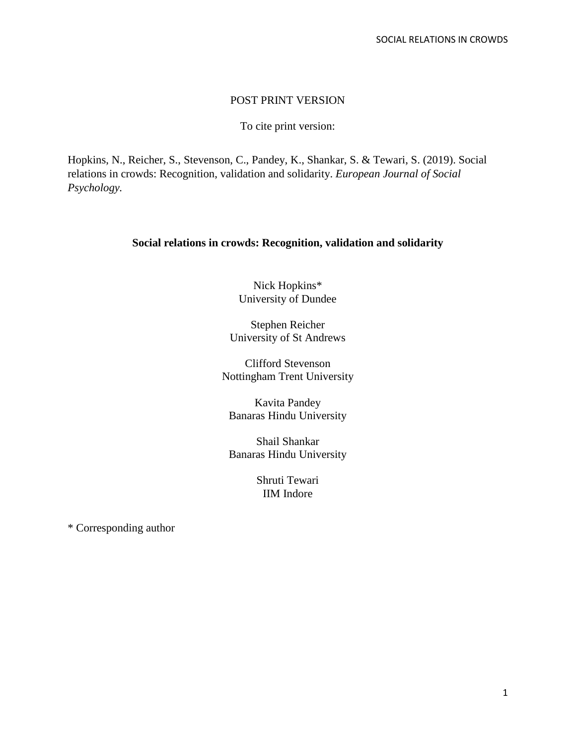POST PRINT VERSION

To cite print version:

Hopkins, N., Reicher, S., Stevenson, C., Pandey, K., Shankar, S. & Tewari, S. (2019). Social relations in crowds: Recognition, validation and solidarity. *European Journal of Social Psychology.*

# Social relations in crowds: Recognition, validation and solidarity

Nick Hopkins*
University of Dundee

Stephen Reicher
University of St Andrews

Clifford Stevenson
Nottingham Trent University

Kavita Pandey
Banaras Hindu University

Shail Shankar
Banaras Hindu University

Shruti Tewari
IIM Indore

\* Corresponding author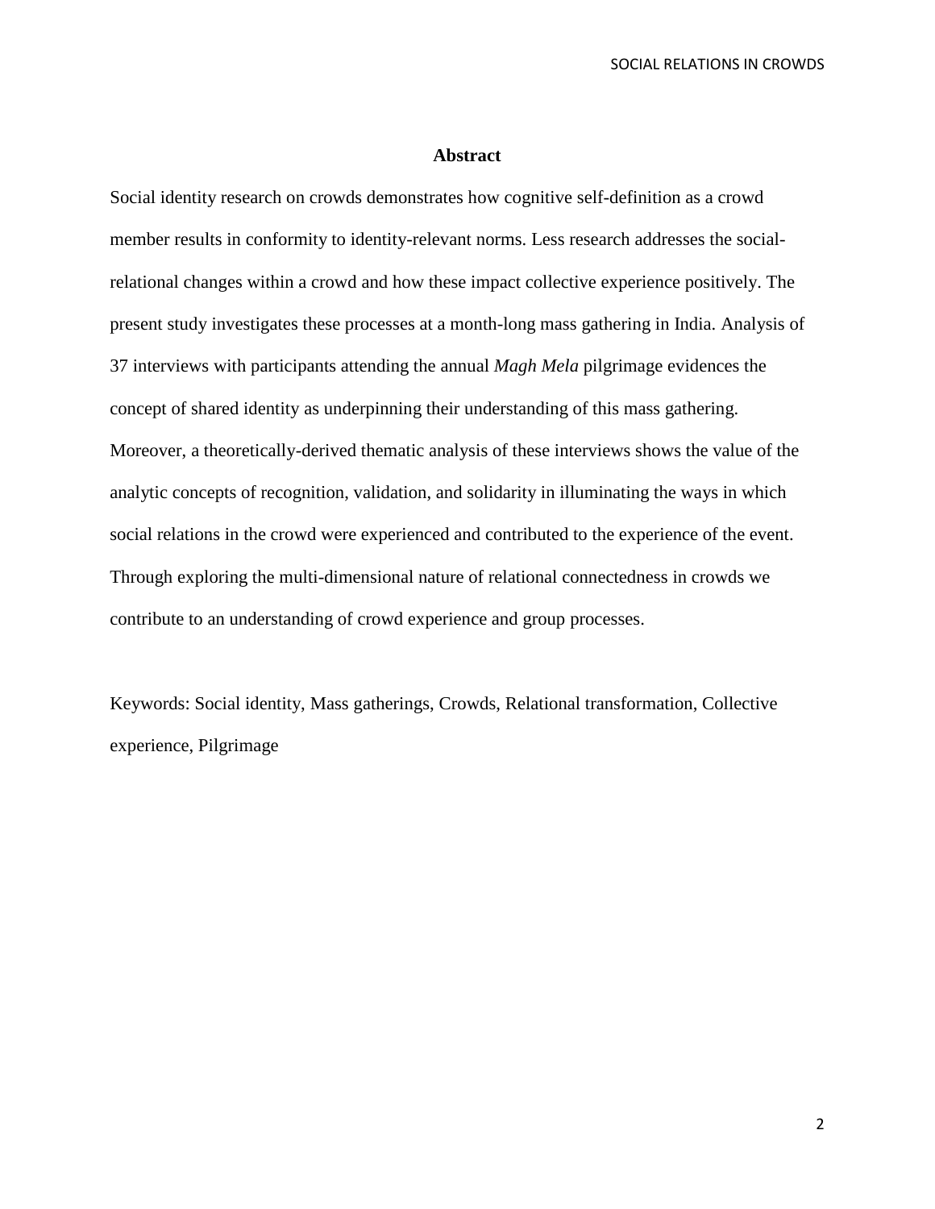## Abstract

Social identity research on crowds demonstrates how cognitive self-definition as a crowd member results in conformity to identity-relevant norms. Less research addresses the social-relational changes within a crowd and how these impact collective experience positively. The present study investigates these processes at a month-long mass gathering in India. Analysis of 37 interviews with participants attending the annual *Magh Mela* pilgrimage evidences the concept of shared identity as underpinning their understanding of this mass gathering. Moreover, a theoretically-derived thematic analysis of these interviews shows the value of the analytic concepts of recognition, validation, and solidarity in illuminating the ways in which social relations in the crowd were experienced and contributed to the experience of the event. Through exploring the multi-dimensional nature of relational connectedness in crowds we contribute to an understanding of crowd experience and group processes.

Keywords: Social identity, Mass gatherings, Crowds, Relational transformation, Collective experience, Pilgrimage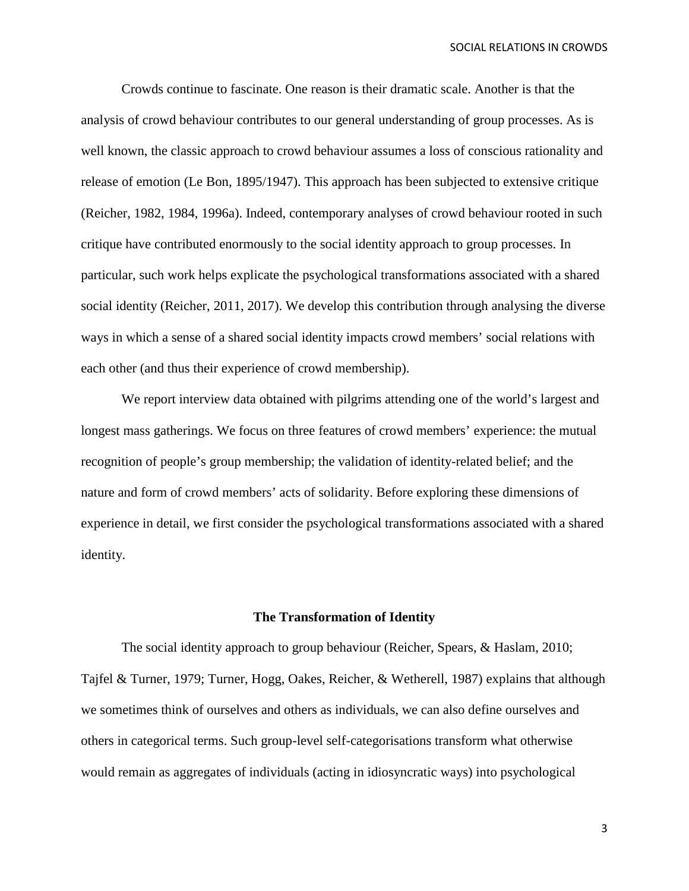Crowds continue to fascinate. One reason is their dramatic scale. Another is that the analysis of crowd behaviour contributes to our general understanding of group processes. As is well known, the classic approach to crowd behaviour assumes a loss of conscious rationality and release of emotion (Le Bon, 1895/1947). This approach has been subjected to extensive critique (Reicher, 1982, 1984, 1996a). Indeed, contemporary analyses of crowd behaviour rooted in such critique have contributed enormously to the social identity approach to group processes. In particular, such work helps explicate the psychological transformations associated with a shared social identity (Reicher, 2011, 2017). We develop this contribution through analysing the diverse ways in which a sense of a shared social identity impacts crowd members' social relations with each other (and thus their experience of crowd membership).

We report interview data obtained with pilgrims attending one of the world's largest and longest mass gatherings. We focus on three features of crowd members' experience: the mutual recognition of people's group membership; the validation of identity-related belief; and the nature and form of crowd members' acts of solidarity. Before exploring these dimensions of experience in detail, we first consider the psychological transformations associated with a shared identity.

## The Transformation of Identity

The social identity approach to group behaviour (Reicher, Spears, & Haslam, 2010; Tajfel & Turner, 1979; Turner, Hogg, Oakes, Reicher, & Wetherell, 1987) explains that although we sometimes think of ourselves and others as individuals, we can also define ourselves and others in categorical terms. Such group-level self-categorisations transform what otherwise would remain as aggregates of individuals (acting in idiosyncratic ways) into psychological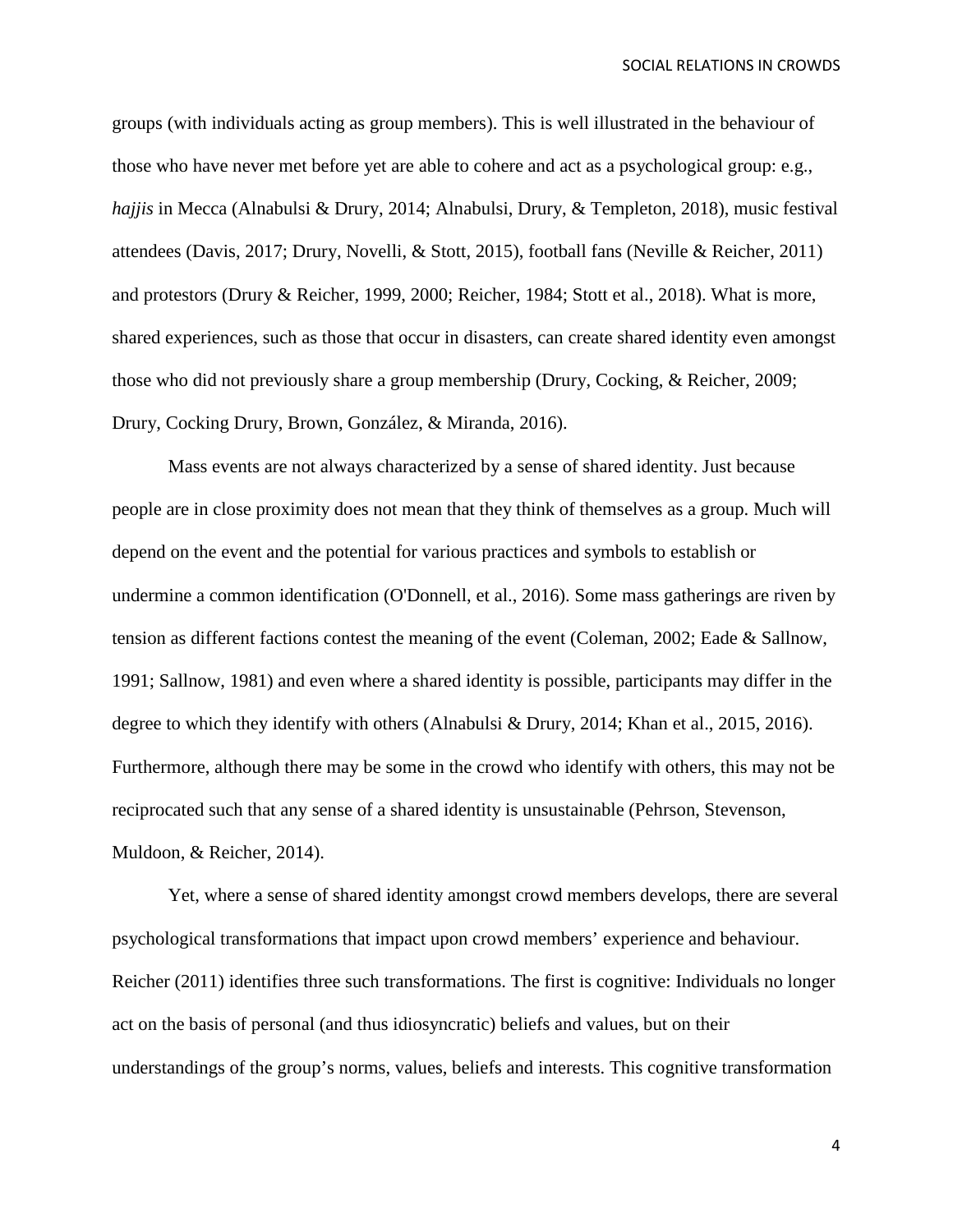groups (with individuals acting as group members). This is well illustrated in the behaviour of those who have never met before yet are able to cohere and act as a psychological group: e.g., *hajjis* in Mecca (Alnabulsi & Drury, 2014; Alnabulsi, Drury, & Templeton, 2018), music festival attendees (Davis, 2017; Drury, Novelli, & Stott, 2015), football fans (Neville & Reicher, 2011) and protestors (Drury & Reicher, 1999, 2000; Reicher, 1984; Stott et al., 2018). What is more, shared experiences, such as those that occur in disasters, can create shared identity even amongst those who did not previously share a group membership (Drury, Cocking, & Reicher, 2009; Drury, Cocking Drury, Brown, González, & Miranda, 2016).

Mass events are not always characterized by a sense of shared identity. Just because people are in close proximity does not mean that they think of themselves as a group. Much will depend on the event and the potential for various practices and symbols to establish or undermine a common identification (O'Donnell, et al., 2016). Some mass gatherings are riven by tension as different factions contest the meaning of the event (Coleman, 2002; Eade & Sallnow, 1991; Sallnow, 1981) and even where a shared identity is possible, participants may differ in the degree to which they identify with others (Alnabulsi & Drury, 2014; Khan et al., 2015, 2016). Furthermore, although there may be some in the crowd who identify with others, this may not be reciprocated such that any sense of a shared identity is unsustainable (Pehrson, Stevenson, Muldoon, & Reicher, 2014).

Yet, where a sense of shared identity amongst crowd members develops, there are several psychological transformations that impact upon crowd members' experience and behaviour. Reicher (2011) identifies three such transformations. The first is cognitive: Individuals no longer act on the basis of personal (and thus idiosyncratic) beliefs and values, but on their understandings of the group's norms, values, beliefs and interests. This cognitive transformation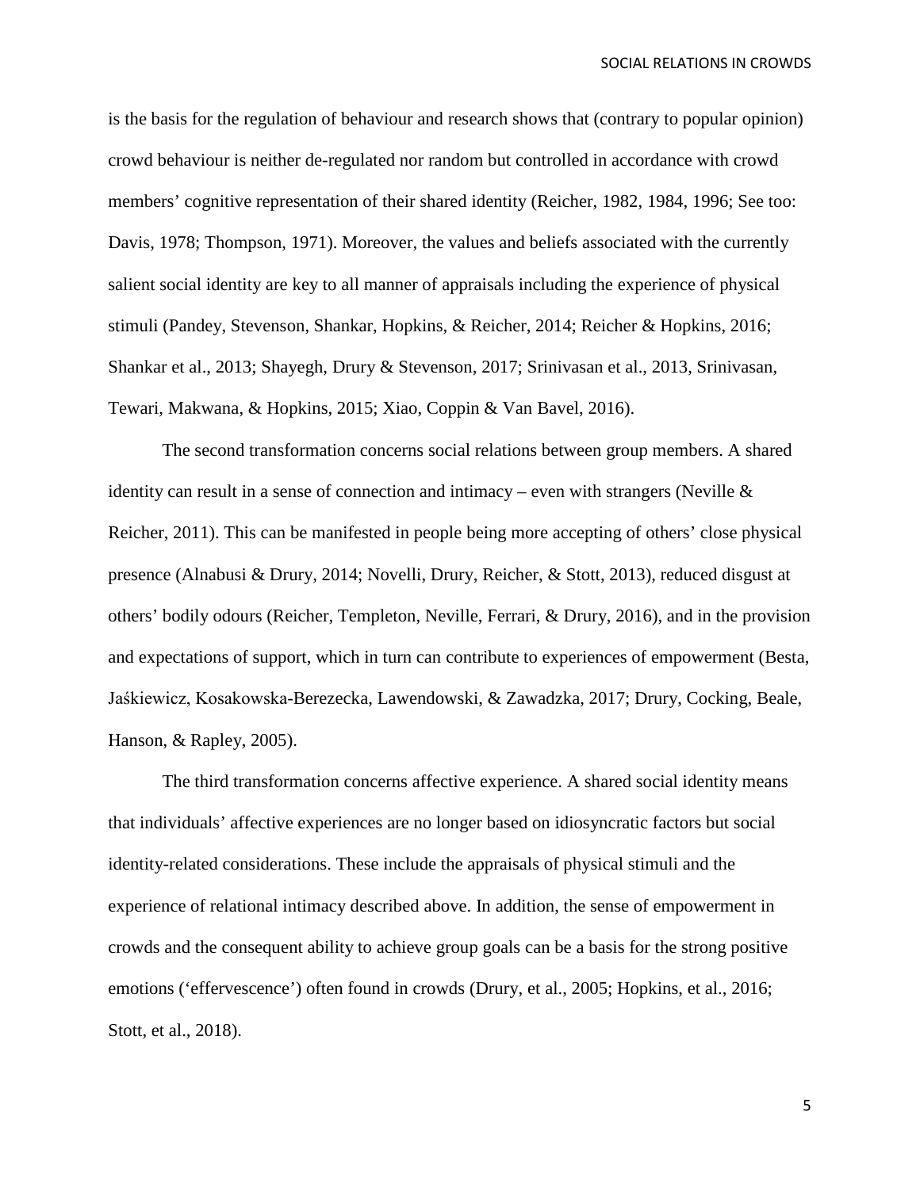is the basis for the regulation of behaviour and research shows that (contrary to popular opinion) crowd behaviour is neither de-regulated nor random but controlled in accordance with crowd members' cognitive representation of their shared identity (Reicher, 1982, 1984, 1996; See too: Davis, 1978; Thompson, 1971). Moreover, the values and beliefs associated with the currently salient social identity are key to all manner of appraisals including the experience of physical stimuli (Pandey, Stevenson, Shankar, Hopkins, & Reicher, 2014; Reicher & Hopkins, 2016; Shankar et al., 2013; Shayegh, Drury & Stevenson, 2017; Srinivasan et al., 2013, Srinivasan, Tewari, Makwana, & Hopkins, 2015; Xiao, Coppin & Van Bavel, 2016).

The second transformation concerns social relations between group members. A shared identity can result in a sense of connection and intimacy – even with strangers (Neville & Reicher, 2011). This can be manifested in people being more accepting of others' close physical presence (Alnabusi & Drury, 2014; Novelli, Drury, Reicher, & Stott, 2013), reduced disgust at others' bodily odours (Reicher, Templeton, Neville, Ferrari, & Drury, 2016), and in the provision and expectations of support, which in turn can contribute to experiences of empowerment (Besta, Jaśkiewicz, Kosakowska-Berezecka, Lawendowski, & Zawadzka, 2017; Drury, Cocking, Beale, Hanson, & Rapley, 2005).

The third transformation concerns affective experience. A shared social identity means that individuals' affective experiences are no longer based on idiosyncratic factors but social identity-related considerations. These include the appraisals of physical stimuli and the experience of relational intimacy described above. In addition, the sense of empowerment in crowds and the consequent ability to achieve group goals can be a basis for the strong positive emotions ('effervescence') often found in crowds (Drury, et al., 2005; Hopkins, et al., 2016; Stott, et al., 2018).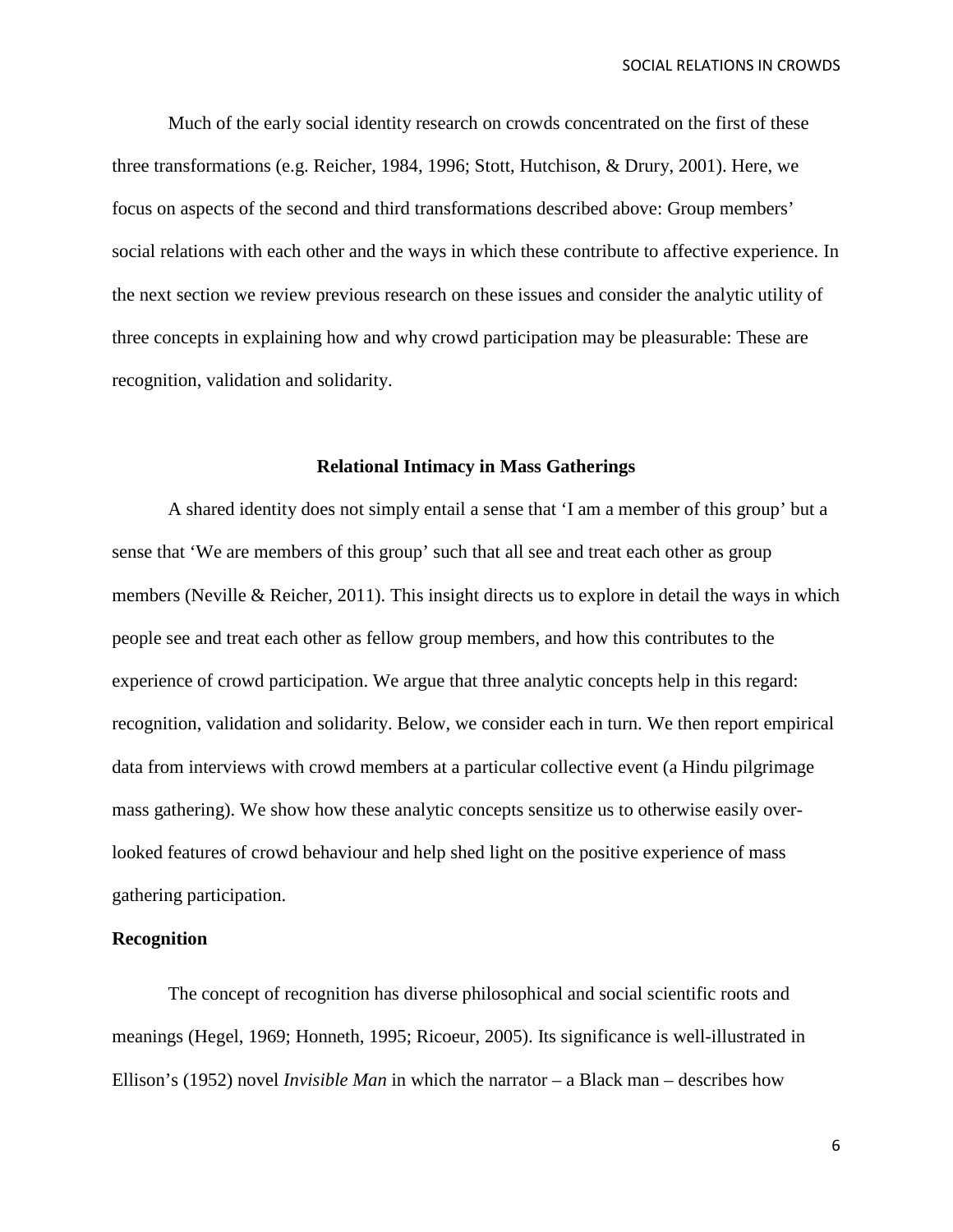Much of the early social identity research on crowds concentrated on the first of these three transformations (e.g. Reicher, 1984, 1996; Stott, Hutchison, & Drury, 2001). Here, we focus on aspects of the second and third transformations described above: Group members' social relations with each other and the ways in which these contribute to affective experience. In the next section we review previous research on these issues and consider the analytic utility of three concepts in explaining how and why crowd participation may be pleasurable: These are recognition, validation and solidarity.

## Relational Intimacy in Mass Gatherings

A shared identity does not simply entail a sense that 'I am a member of this group' but a sense that 'We are members of this group' such that all see and treat each other as group members (Neville & Reicher, 2011). This insight directs us to explore in detail the ways in which people see and treat each other as fellow group members, and how this contributes to the experience of crowd participation. We argue that three analytic concepts help in this regard: recognition, validation and solidarity. Below, we consider each in turn. We then report empirical data from interviews with crowd members at a particular collective event (a Hindu pilgrimage mass gathering). We show how these analytic concepts sensitize us to otherwise easily over-looked features of crowd behaviour and help shed light on the positive experience of mass gathering participation.

### Recognition

The concept of recognition has diverse philosophical and social scientific roots and meanings (Hegel, 1969; Honneth, 1995; Ricoeur, 2005). Its significance is well-illustrated in Ellison's (1952) novel *Invisible Man* in which the narrator – a Black man – describes how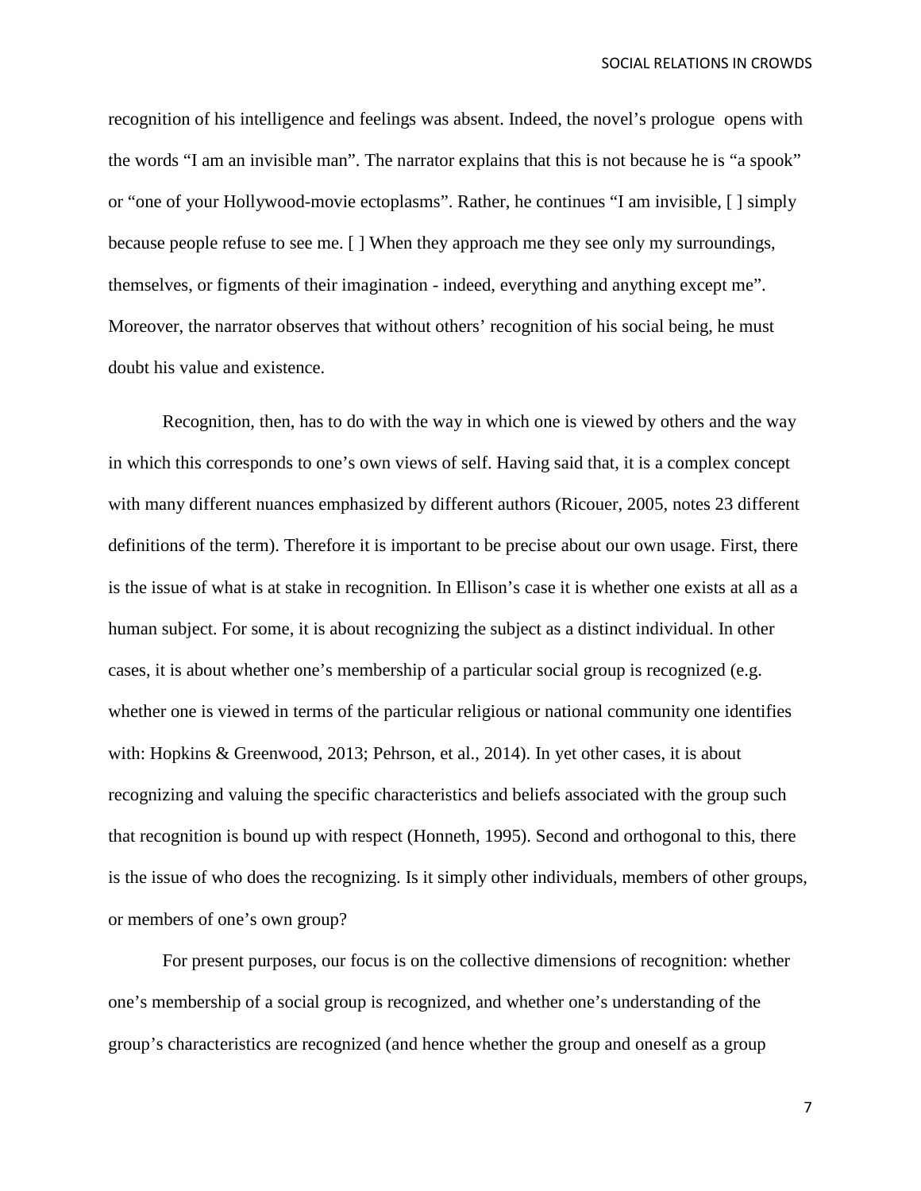recognition of his intelligence and feelings was absent. Indeed, the novel's prologue  opens with the words "I am an invisible man". The narrator explains that this is not because he is "a spook" or "one of your Hollywood-movie ectoplasms". Rather, he continues "I am invisible, [ ] simply because people refuse to see me. [ ] When they approach me they see only my surroundings, themselves, or figments of their imagination - indeed, everything and anything except me". Moreover, the narrator observes that without others' recognition of his social being, he must doubt his value and existence.

Recognition, then, has to do with the way in which one is viewed by others and the way in which this corresponds to one's own views of self. Having said that, it is a complex concept with many different nuances emphasized by different authors (Ricouer, 2005, notes 23 different definitions of the term). Therefore it is important to be precise about our own usage. First, there is the issue of what is at stake in recognition. In Ellison's case it is whether one exists at all as a human subject. For some, it is about recognizing the subject as a distinct individual. In other cases, it is about whether one's membership of a particular social group is recognized (e.g. whether one is viewed in terms of the particular religious or national community one identifies with: Hopkins & Greenwood, 2013; Pehrson, et al., 2014). In yet other cases, it is about recognizing and valuing the specific characteristics and beliefs associated with the group such that recognition is bound up with respect (Honneth, 1995). Second and orthogonal to this, there is the issue of who does the recognizing. Is it simply other individuals, members of other groups, or members of one's own group?

For present purposes, our focus is on the collective dimensions of recognition: whether one's membership of a social group is recognized, and whether one's understanding of the group's characteristics are recognized (and hence whether the group and oneself as a group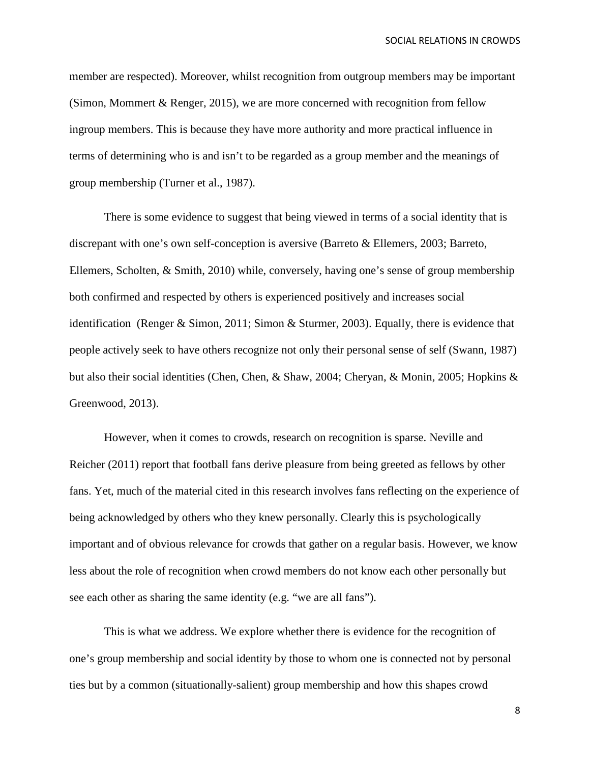member are respected). Moreover, whilst recognition from outgroup members may be important (Simon, Mommert & Renger, 2015), we are more concerned with recognition from fellow ingroup members. This is because they have more authority and more practical influence in terms of determining who is and isn't to be regarded as a group member and the meanings of group membership (Turner et al., 1987).

There is some evidence to suggest that being viewed in terms of a social identity that is discrepant with one's own self-conception is aversive (Barreto & Ellemers, 2003; Barreto, Ellemers, Scholten, & Smith, 2010) while, conversely, having one's sense of group membership both confirmed and respected by others is experienced positively and increases social identification  (Renger & Simon, 2011; Simon & Sturmer, 2003). Equally, there is evidence that people actively seek to have others recognize not only their personal sense of self (Swann, 1987) but also their social identities (Chen, Chen, & Shaw, 2004; Cheryan, & Monin, 2005; Hopkins & Greenwood, 2013).

However, when it comes to crowds, research on recognition is sparse. Neville and Reicher (2011) report that football fans derive pleasure from being greeted as fellows by other fans. Yet, much of the material cited in this research involves fans reflecting on the experience of being acknowledged by others who they knew personally. Clearly this is psychologically important and of obvious relevance for crowds that gather on a regular basis. However, we know less about the role of recognition when crowd members do not know each other personally but see each other as sharing the same identity (e.g. "we are all fans").

This is what we address. We explore whether there is evidence for the recognition of one's group membership and social identity by those to whom one is connected not by personal ties but by a common (situationally-salient) group membership and how this shapes crowd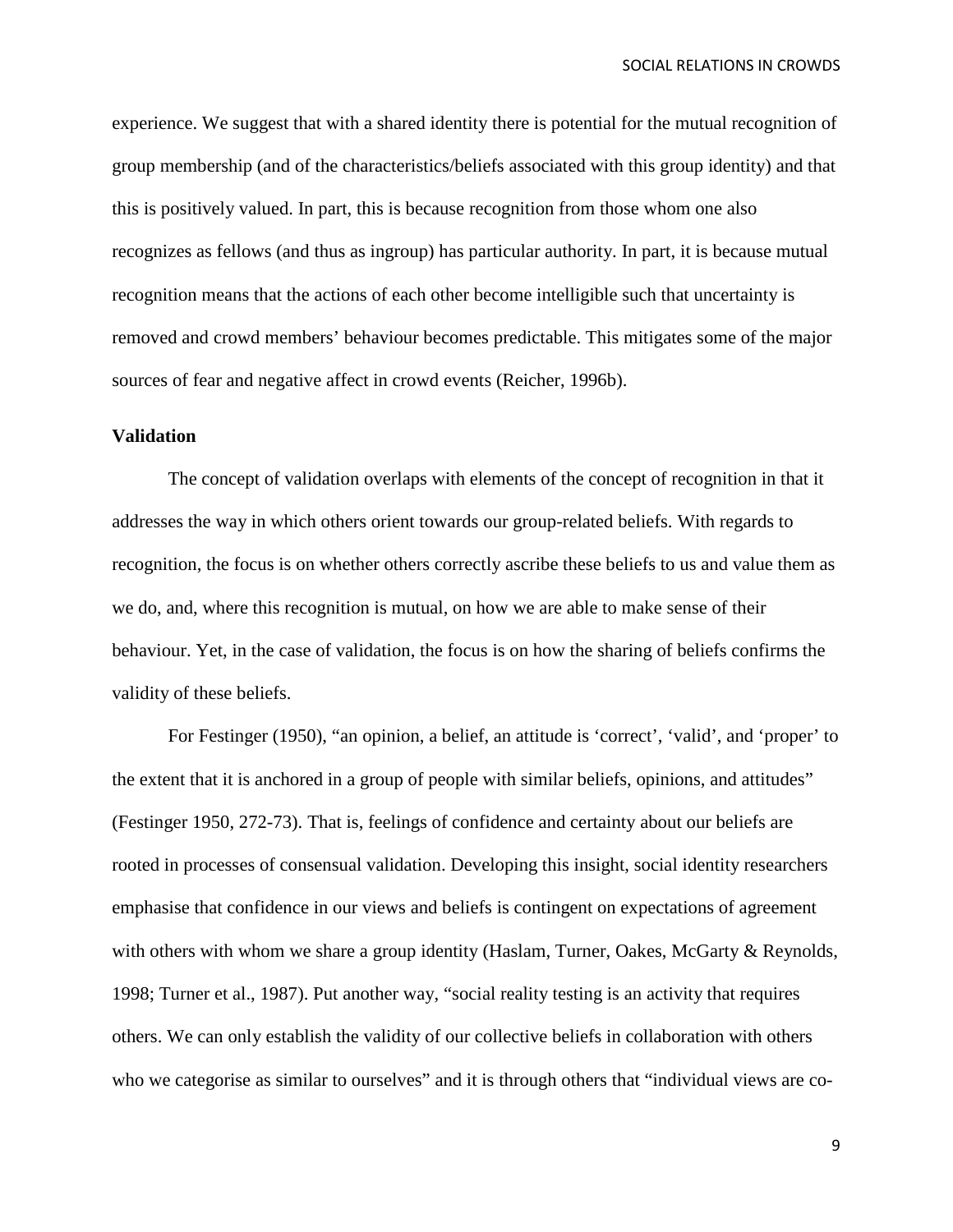experience. We suggest that with a shared identity there is potential for the mutual recognition of group membership (and of the characteristics/beliefs associated with this group identity) and that this is positively valued. In part, this is because recognition from those whom one also recognizes as fellows (and thus as ingroup) has particular authority. In part, it is because mutual recognition means that the actions of each other become intelligible such that uncertainty is removed and crowd members' behaviour becomes predictable. This mitigates some of the major sources of fear and negative affect in crowd events (Reicher, 1996b).

**Validation**

The concept of validation overlaps with elements of the concept of recognition in that it addresses the way in which others orient towards our group-related beliefs. With regards to recognition, the focus is on whether others correctly ascribe these beliefs to us and value them as we do, and, where this recognition is mutual, on how we are able to make sense of their behaviour. Yet, in the case of validation, the focus is on how the sharing of beliefs confirms the validity of these beliefs.

For Festinger (1950), "an opinion, a belief, an attitude is 'correct', 'valid', and 'proper' to the extent that it is anchored in a group of people with similar beliefs, opinions, and attitudes" (Festinger 1950, 272-73). That is, feelings of confidence and certainty about our beliefs are rooted in processes of consensual validation. Developing this insight, social identity researchers emphasise that confidence in our views and beliefs is contingent on expectations of agreement with others with whom we share a group identity (Haslam, Turner, Oakes, McGarty & Reynolds, 1998; Turner et al., 1987). Put another way, "social reality testing is an activity that requires others. We can only establish the validity of our collective beliefs in collaboration with others who we categorise as similar to ourselves" and it is through others that "individual views are co-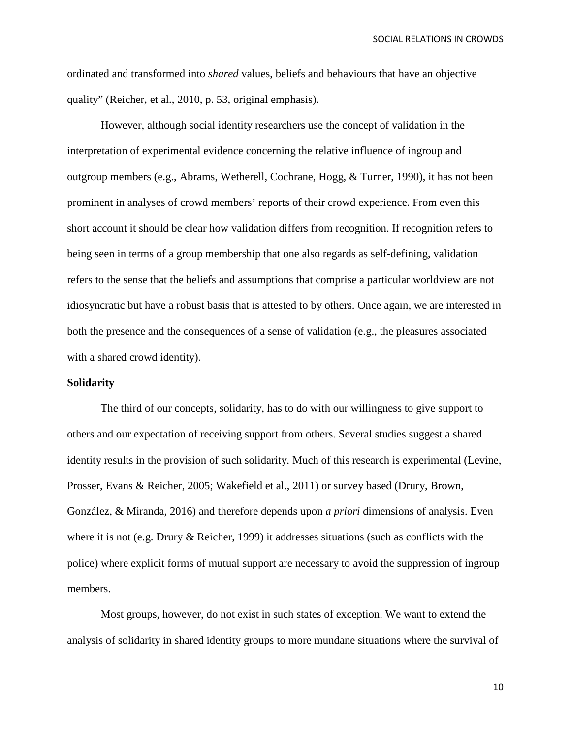ordinated and transformed into *shared* values, beliefs and behaviours that have an objective quality" (Reicher, et al., 2010, p. 53, original emphasis).

However, although social identity researchers use the concept of validation in the interpretation of experimental evidence concerning the relative influence of ingroup and outgroup members (e.g., Abrams, Wetherell, Cochrane, Hogg, & Turner, 1990), it has not been prominent in analyses of crowd members' reports of their crowd experience. From even this short account it should be clear how validation differs from recognition. If recognition refers to being seen in terms of a group membership that one also regards as self-defining, validation refers to the sense that the beliefs and assumptions that comprise a particular worldview are not idiosyncratic but have a robust basis that is attested to by others. Once again, we are interested in both the presence and the consequences of a sense of validation (e.g., the pleasures associated with a shared crowd identity).

**Solidarity**

The third of our concepts, solidarity, has to do with our willingness to give support to others and our expectation of receiving support from others. Several studies suggest a shared identity results in the provision of such solidarity. Much of this research is experimental (Levine, Prosser, Evans & Reicher, 2005; Wakefield et al., 2011) or survey based (Drury, Brown, González, & Miranda, 2016) and therefore depends upon *a priori* dimensions of analysis. Even where it is not (e.g. Drury & Reicher, 1999) it addresses situations (such as conflicts with the police) where explicit forms of mutual support are necessary to avoid the suppression of ingroup members.

Most groups, however, do not exist in such states of exception. We want to extend the analysis of solidarity in shared identity groups to more mundane situations where the survival of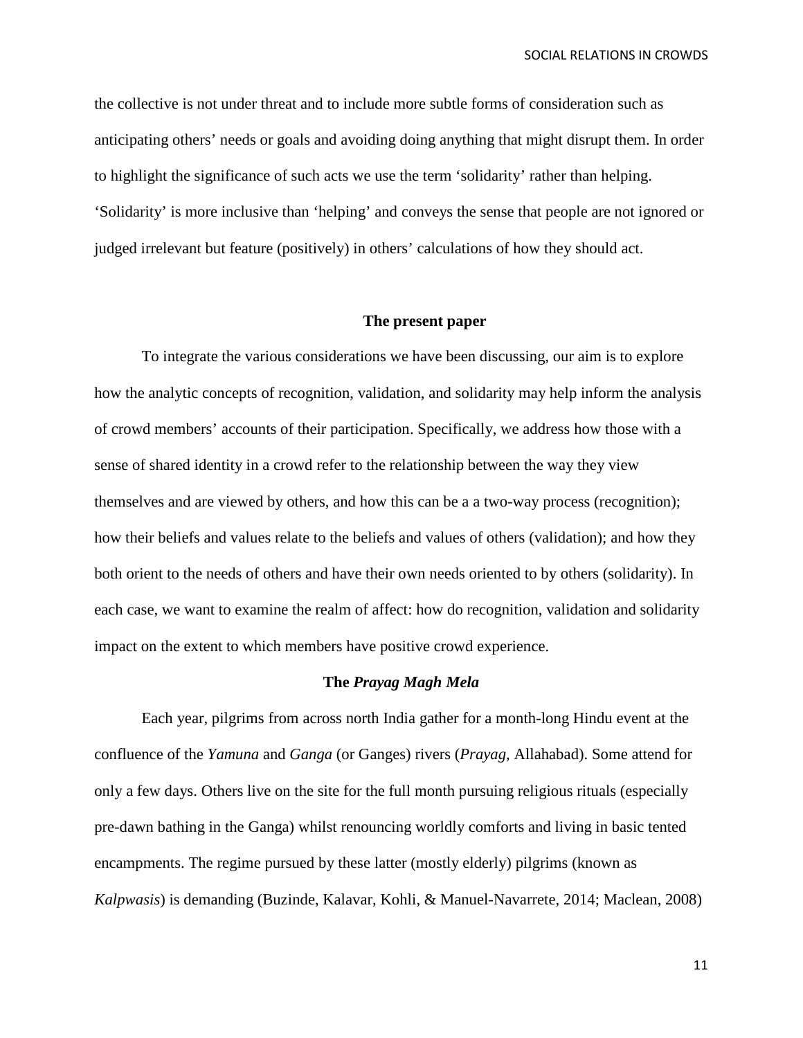the collective is not under threat and to include more subtle forms of consideration such as anticipating others' needs or goals and avoiding doing anything that might disrupt them. In order to highlight the significance of such acts we use the term 'solidarity' rather than helping. 'Solidarity' is more inclusive than 'helping' and conveys the sense that people are not ignored or judged irrelevant but feature (positively) in others' calculations of how they should act.

## The present paper

To integrate the various considerations we have been discussing, our aim is to explore how the analytic concepts of recognition, validation, and solidarity may help inform the analysis of crowd members' accounts of their participation. Specifically, we address how those with a sense of shared identity in a crowd refer to the relationship between the way they view themselves and are viewed by others, and how this can be a a two-way process (recognition); how their beliefs and values relate to the beliefs and values of others (validation); and how they both orient to the needs of others and have their own needs oriented to by others (solidarity). In each case, we want to examine the realm of affect: how do recognition, validation and solidarity impact on the extent to which members have positive crowd experience.

## The *Prayag Magh Mela*

Each year, pilgrims from across north India gather for a month-long Hindu event at the confluence of the *Yamuna* and *Ganga* (or Ganges) rivers (*Prayag*, Allahabad). Some attend for only a few days. Others live on the site for the full month pursuing religious rituals (especially pre-dawn bathing in the Ganga) whilst renouncing worldly comforts and living in basic tented encampments. The regime pursued by these latter (mostly elderly) pilgrims (known as *Kalpwasis*) is demanding (Buzinde, Kalavar, Kohli, & Manuel-Navarrete, 2014; Maclean, 2008)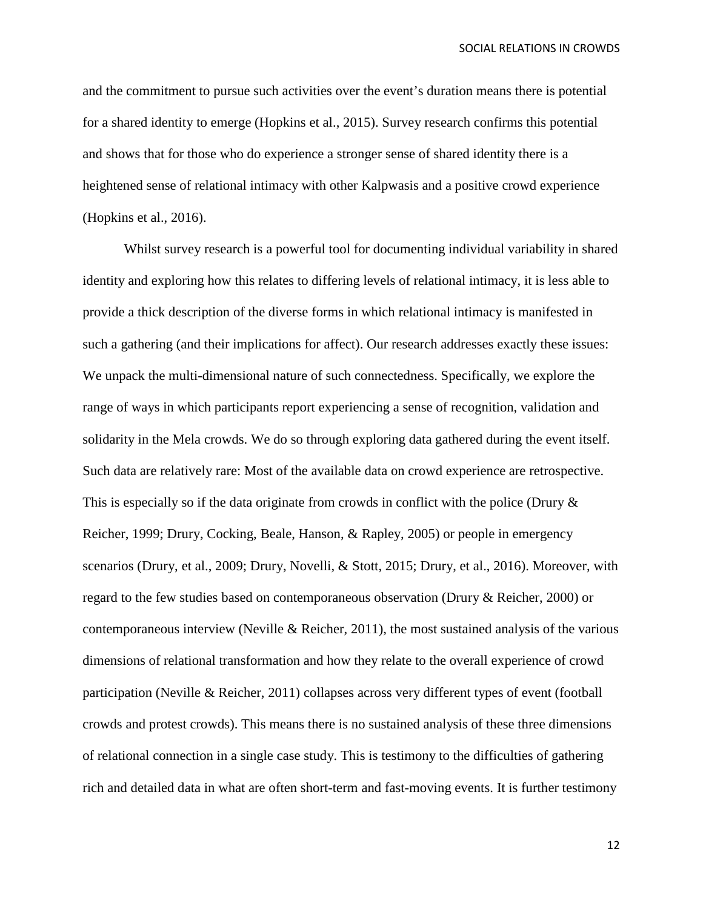and the commitment to pursue such activities over the event's duration means there is potential for a shared identity to emerge (Hopkins et al., 2015). Survey research confirms this potential and shows that for those who do experience a stronger sense of shared identity there is a heightened sense of relational intimacy with other Kalpwasis and a positive crowd experience (Hopkins et al., 2016).

Whilst survey research is a powerful tool for documenting individual variability in shared identity and exploring how this relates to differing levels of relational intimacy, it is less able to provide a thick description of the diverse forms in which relational intimacy is manifested in such a gathering (and their implications for affect). Our research addresses exactly these issues: We unpack the multi-dimensional nature of such connectedness. Specifically, we explore the range of ways in which participants report experiencing a sense of recognition, validation and solidarity in the Mela crowds. We do so through exploring data gathered during the event itself. Such data are relatively rare: Most of the available data on crowd experience are retrospective. This is especially so if the data originate from crowds in conflict with the police (Drury & Reicher, 1999; Drury, Cocking, Beale, Hanson, & Rapley, 2005) or people in emergency scenarios (Drury, et al., 2009; Drury, Novelli, & Stott, 2015; Drury, et al., 2016). Moreover, with regard to the few studies based on contemporaneous observation (Drury & Reicher, 2000) or contemporaneous interview (Neville & Reicher, 2011), the most sustained analysis of the various dimensions of relational transformation and how they relate to the overall experience of crowd participation (Neville & Reicher, 2011) collapses across very different types of event (football crowds and protest crowds). This means there is no sustained analysis of these three dimensions of relational connection in a single case study. This is testimony to the difficulties of gathering rich and detailed data in what are often short-term and fast-moving events. It is further testimony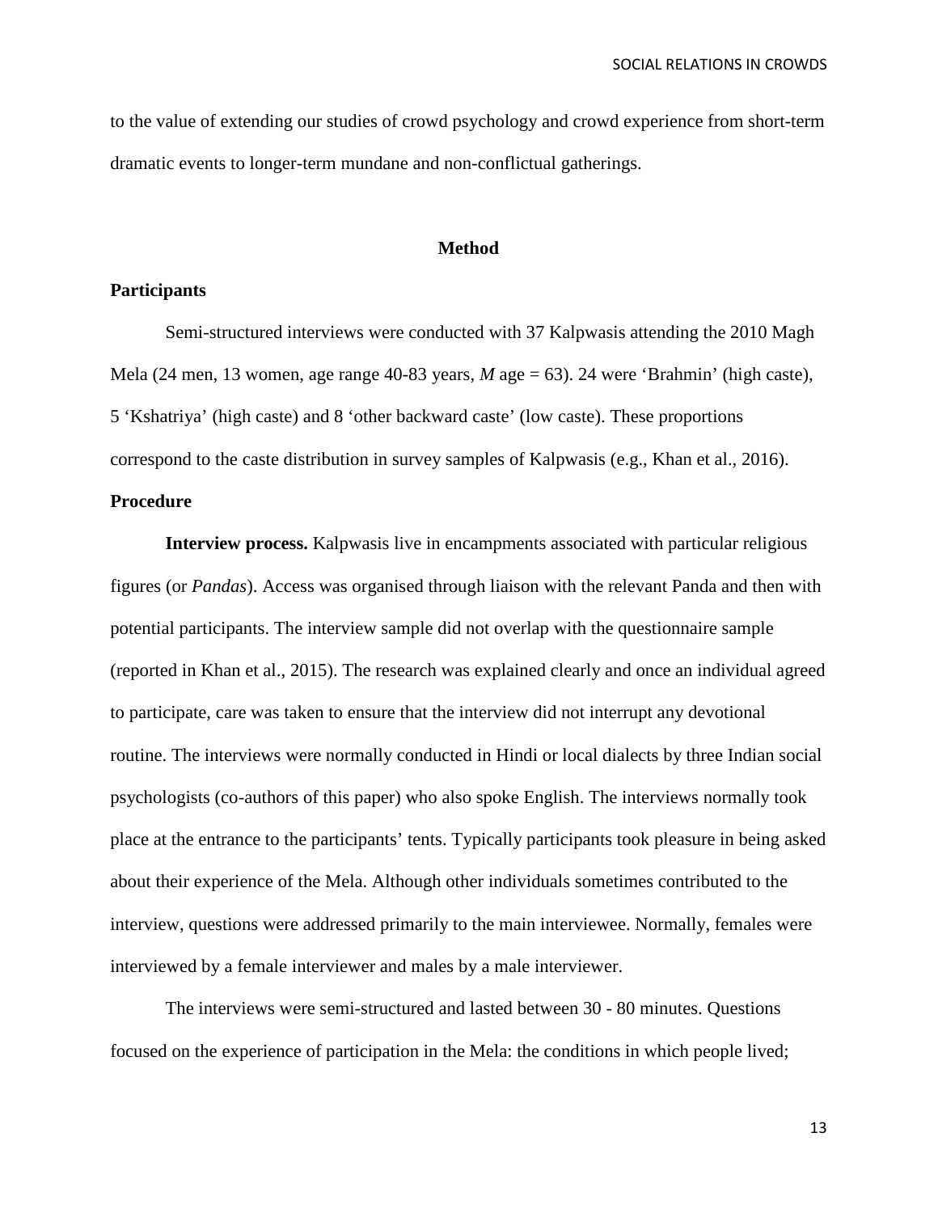to the value of extending our studies of crowd psychology and crowd experience from short-term dramatic events to longer-term mundane and non-conflictual gatherings.

## Method

### Participants

Semi-structured interviews were conducted with 37 Kalpwasis attending the 2010 Magh Mela (24 men, 13 women, age range 40-83 years, *M* age = 63). 24 were 'Brahmin' (high caste), 5 'Kshatriya' (high caste) and 8 'other backward caste' (low caste). These proportions correspond to the caste distribution in survey samples of Kalpwasis (e.g., Khan et al., 2016).

### Procedure

**Interview process.** Kalpwasis live in encampments associated with particular religious figures (or *Pandas*). Access was organised through liaison with the relevant Panda and then with potential participants. The interview sample did not overlap with the questionnaire sample (reported in Khan et al., 2015). The research was explained clearly and once an individual agreed to participate, care was taken to ensure that the interview did not interrupt any devotional routine. The interviews were normally conducted in Hindi or local dialects by three Indian social psychologists (co-authors of this paper) who also spoke English. The interviews normally took place at the entrance to the participants' tents. Typically participants took pleasure in being asked about their experience of the Mela. Although other individuals sometimes contributed to the interview, questions were addressed primarily to the main interviewee. Normally, females were interviewed by a female interviewer and males by a male interviewer.

The interviews were semi-structured and lasted between 30 - 80 minutes. Questions focused on the experience of participation in the Mela: the conditions in which people lived;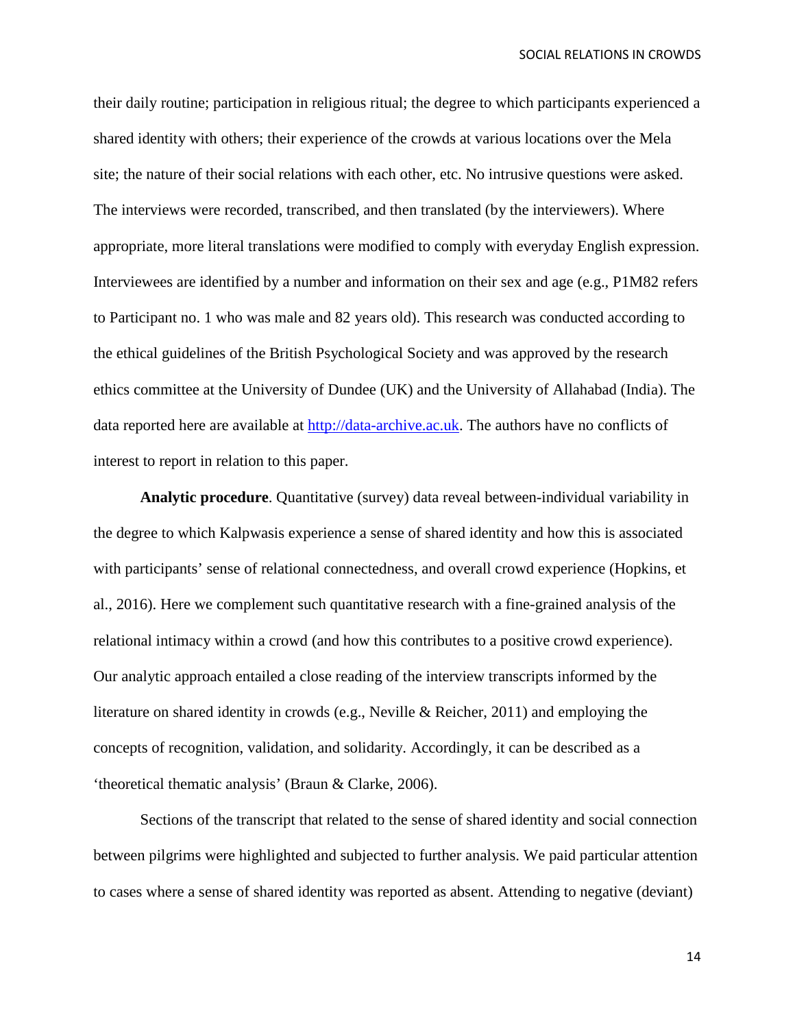their daily routine; participation in religious ritual; the degree to which participants experienced a shared identity with others; their experience of the crowds at various locations over the Mela site; the nature of their social relations with each other, etc. No intrusive questions were asked. The interviews were recorded, transcribed, and then translated (by the interviewers). Where appropriate, more literal translations were modified to comply with everyday English expression. Interviewees are identified by a number and information on their sex and age (e.g., P1M82 refers to Participant no. 1 who was male and 82 years old). This research was conducted according to the ethical guidelines of the British Psychological Society and was approved by the research ethics committee at the University of Dundee (UK) and the University of Allahabad (India). The data reported here are available at [http://data-archive.ac.uk](http://data-archive.ac.uk). The authors have no conflicts of interest to report in relation to this paper.

**Analytic procedure**. Quantitative (survey) data reveal between-individual variability in the degree to which Kalpwasis experience a sense of shared identity and how this is associated with participants' sense of relational connectedness, and overall crowd experience (Hopkins, et al., 2016). Here we complement such quantitative research with a fine-grained analysis of the relational intimacy within a crowd (and how this contributes to a positive crowd experience). Our analytic approach entailed a close reading of the interview transcripts informed by the literature on shared identity in crowds (e.g., Neville & Reicher, 2011) and employing the concepts of recognition, validation, and solidarity. Accordingly, it can be described as a 'theoretical thematic analysis' (Braun & Clarke, 2006).

Sections of the transcript that related to the sense of shared identity and social connection between pilgrims were highlighted and subjected to further analysis. We paid particular attention to cases where a sense of shared identity was reported as absent. Attending to negative (deviant)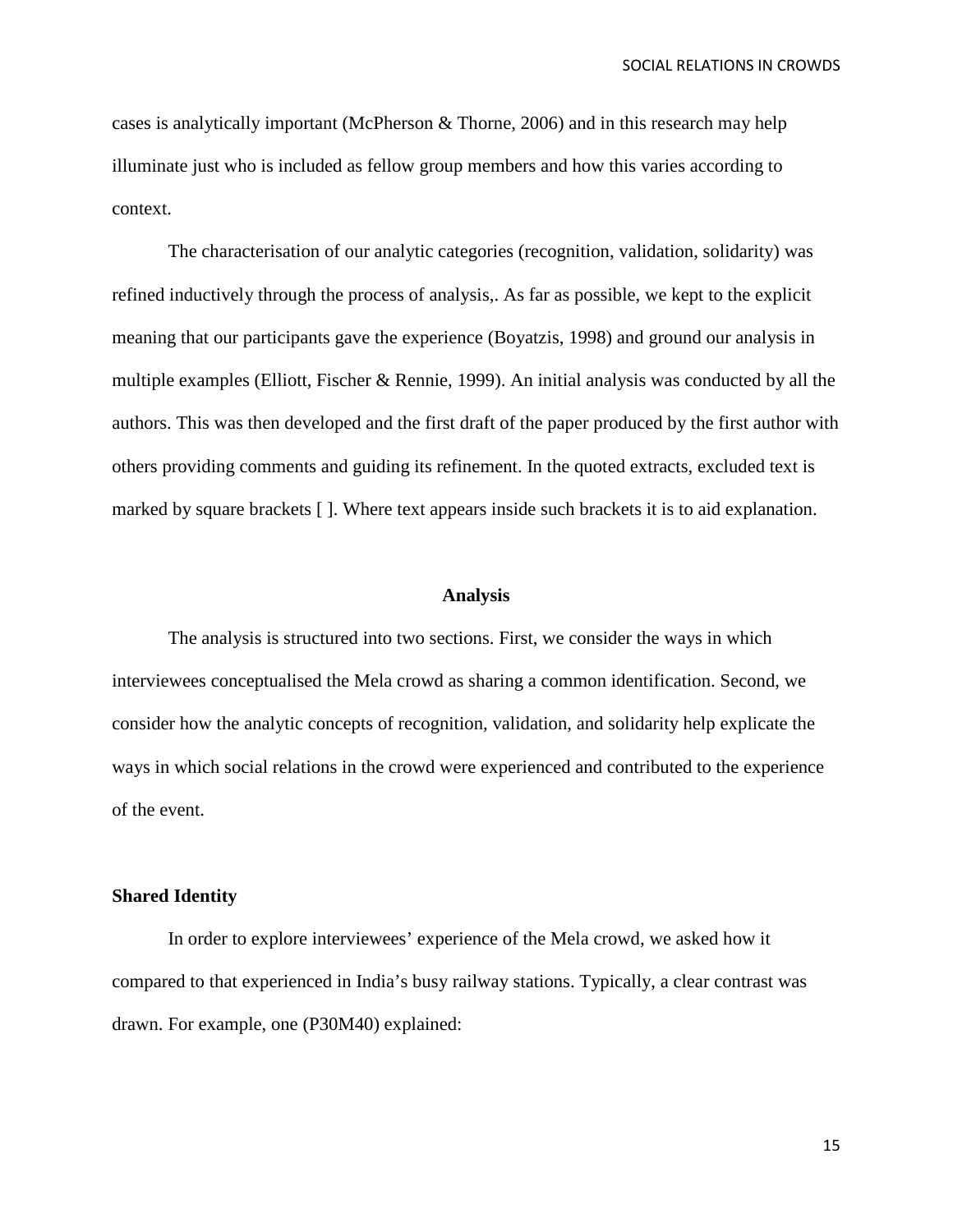cases is analytically important (McPherson & Thorne, 2006) and in this research may help illuminate just who is included as fellow group members and how this varies according to context.

The characterisation of our analytic categories (recognition, validation, solidarity) was refined inductively through the process of analysis,. As far as possible, we kept to the explicit meaning that our participants gave the experience (Boyatzis, 1998) and ground our analysis in multiple examples (Elliott, Fischer & Rennie, 1999). An initial analysis was conducted by all the authors. This was then developed and the first draft of the paper produced by the first author with others providing comments and guiding its refinement. In the quoted extracts, excluded text is marked by square brackets [ ]. Where text appears inside such brackets it is to aid explanation.

## Analysis

The analysis is structured into two sections. First, we consider the ways in which interviewees conceptualised the Mela crowd as sharing a common identification. Second, we consider how the analytic concepts of recognition, validation, and solidarity help explicate the ways in which social relations in the crowd were experienced and contributed to the experience of the event.

### Shared Identity

In order to explore interviewees' experience of the Mela crowd, we asked how it compared to that experienced in India's busy railway stations. Typically, a clear contrast was drawn. For example, one (P30M40) explained: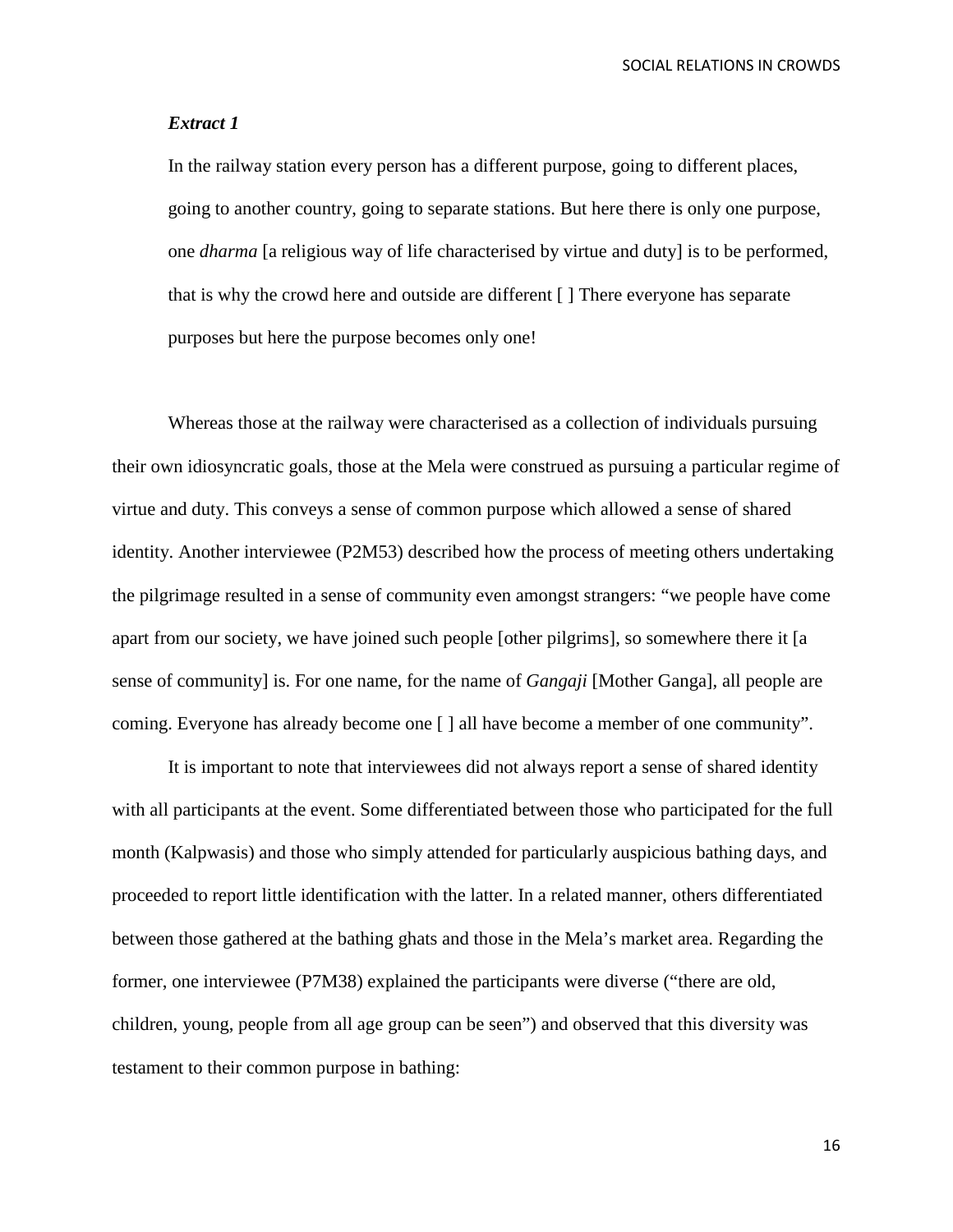***Extract 1***

> In the railway station every person has a different purpose, going to different places, going to another country, going to separate stations. But here there is only one purpose, one *dharma* [a religious way of life characterised by virtue and duty] is to be performed, that is why the crowd here and outside are different [ ] There everyone has separate purposes but here the purpose becomes only one!

Whereas those at the railway were characterised as a collection of individuals pursuing their own idiosyncratic goals, those at the Mela were construed as pursuing a particular regime of virtue and duty. This conveys a sense of common purpose which allowed a sense of shared identity. Another interviewee (P2M53) described how the process of meeting others undertaking the pilgrimage resulted in a sense of community even amongst strangers: "we people have come apart from our society, we have joined such people [other pilgrims], so somewhere there it [a sense of community] is. For one name, for the name of *Gangaji* [Mother Ganga], all people are coming. Everyone has already become one [ ] all have become a member of one community".

It is important to note that interviewees did not always report a sense of shared identity with all participants at the event. Some differentiated between those who participated for the full month (Kalpwasis) and those who simply attended for particularly auspicious bathing days, and proceeded to report little identification with the latter. In a related manner, others differentiated between those gathered at the bathing ghats and those in the Mela's market area. Regarding the former, one interviewee (P7M38) explained the participants were diverse ("there are old, children, young, people from all age group can be seen") and observed that this diversity was testament to their common purpose in bathing: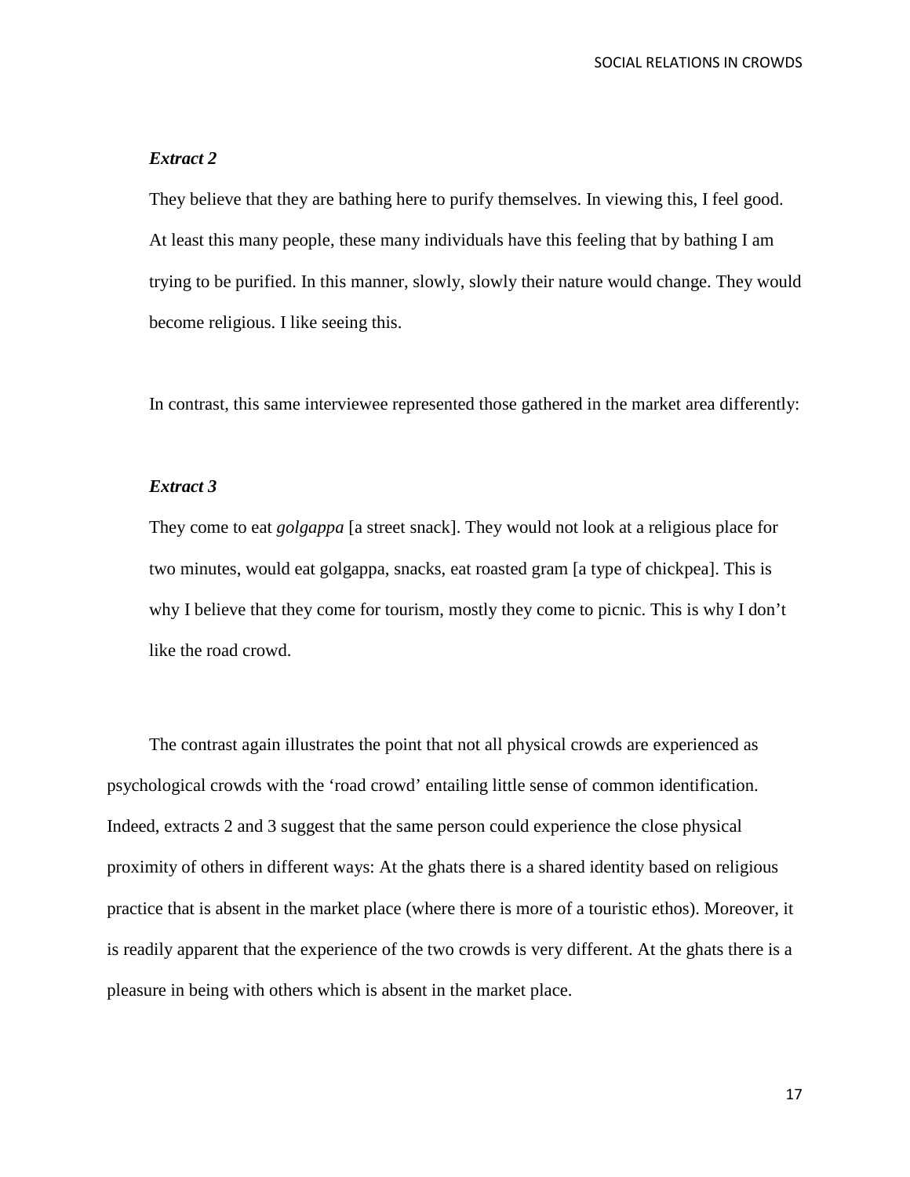***Extract 2***

They believe that they are bathing here to purify themselves. In viewing this, I feel good. At least this many people, these many individuals have this feeling that by bathing I am trying to be purified. In this manner, slowly, slowly their nature would change. They would become religious. I like seeing this.

In contrast, this same interviewee represented those gathered in the market area differently:

***Extract 3***

They come to eat *golgappa* [a street snack]. They would not look at a religious place for two minutes, would eat golgappa, snacks, eat roasted gram [a type of chickpea]. This is why I believe that they come for tourism, mostly they come to picnic. This is why I don't like the road crowd.

The contrast again illustrates the point that not all physical crowds are experienced as psychological crowds with the 'road crowd' entailing little sense of common identification. Indeed, extracts 2 and 3 suggest that the same person could experience the close physical proximity of others in different ways: At the ghats there is a shared identity based on religious practice that is absent in the market place (where there is more of a touristic ethos). Moreover, it is readily apparent that the experience of the two crowds is very different. At the ghats there is a pleasure in being with others which is absent in the market place.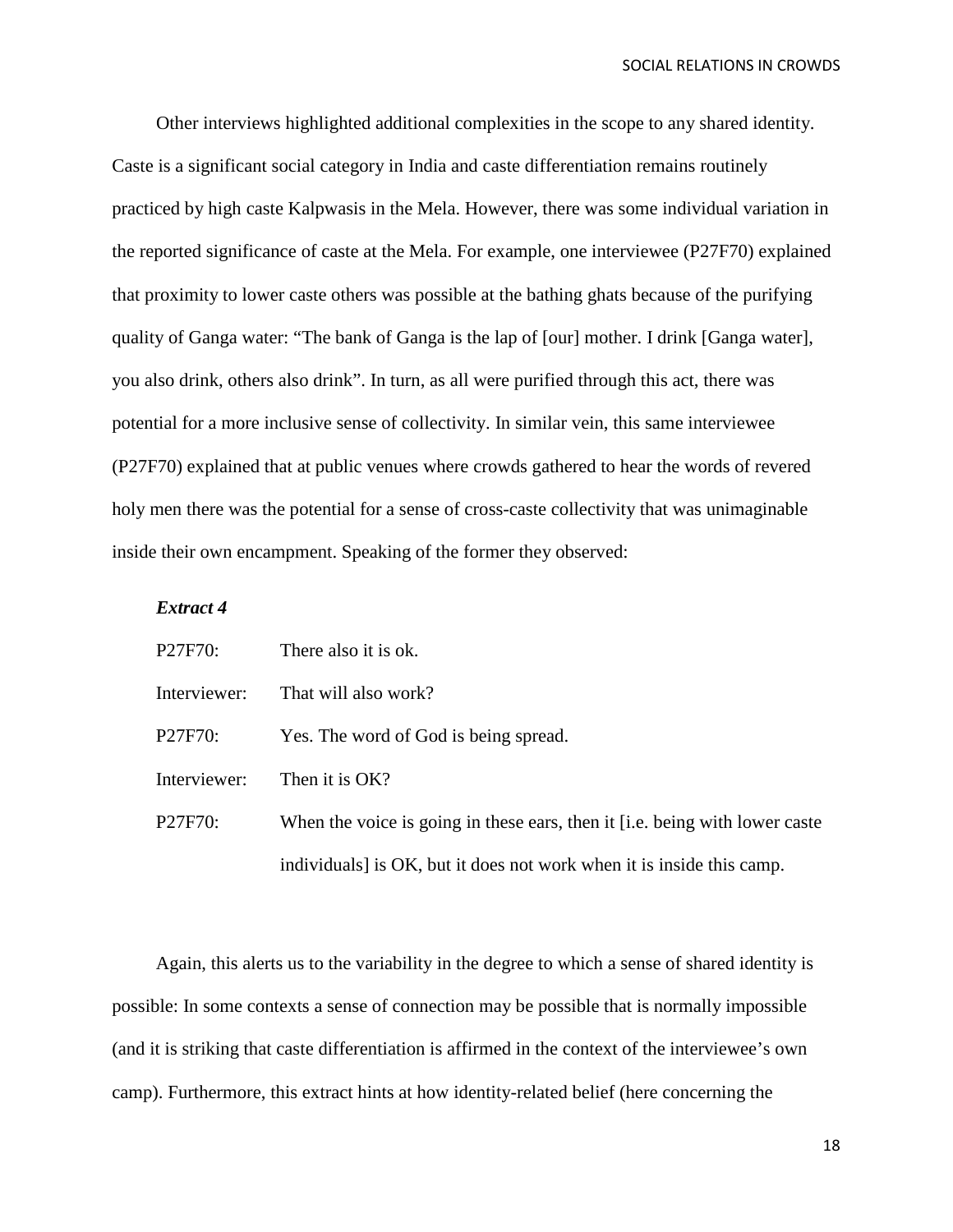Other interviews highlighted additional complexities in the scope to any shared identity. Caste is a significant social category in India and caste differentiation remains routinely practiced by high caste Kalpwasis in the Mela. However, there was some individual variation in the reported significance of caste at the Mela. For example, one interviewee (P27F70) explained that proximity to lower caste others was possible at the bathing ghats because of the purifying quality of Ganga water: "The bank of Ganga is the lap of [our] mother. I drink [Ganga water], you also drink, others also drink". In turn, as all were purified through this act, there was potential for a more inclusive sense of collectivity. In similar vein, this same interviewee (P27F70) explained that at public venues where crowds gathered to hear the words of revered holy men there was the potential for a sense of cross-caste collectivity that was unimaginable inside their own encampment. Speaking of the former they observed:

***Extract 4***

P27F70: There also it is ok.

Interviewer: That will also work?

P27F70: Yes. The word of God is being spread.

Interviewer: Then it is OK?

P27F70: When the voice is going in these ears, then it [i.e. being with lower caste individuals] is OK, but it does not work when it is inside this camp.

Again, this alerts us to the variability in the degree to which a sense of shared identity is possible: In some contexts a sense of connection may be possible that is normally impossible (and it is striking that caste differentiation is affirmed in the context of the interviewee's own camp). Furthermore, this extract hints at how identity-related belief (here concerning the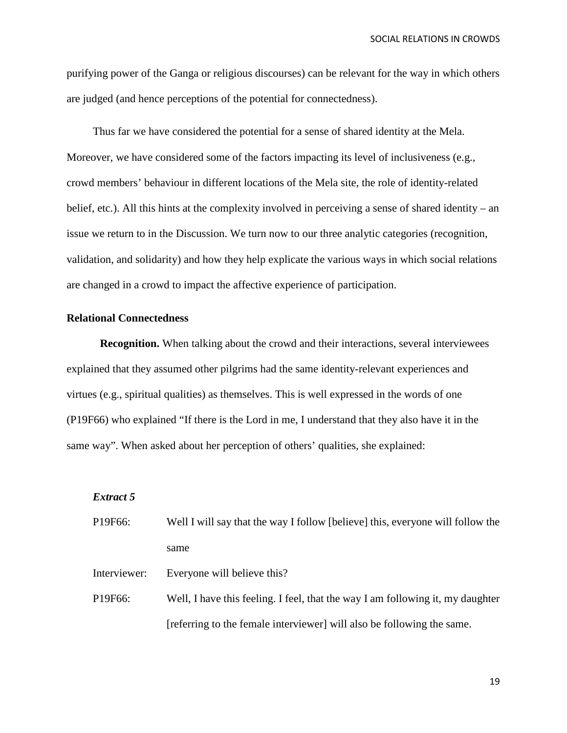purifying power of the Ganga or religious discourses) can be relevant for the way in which others are judged (and hence perceptions of the potential for connectedness).

Thus far we have considered the potential for a sense of shared identity at the Mela. Moreover, we have considered some of the factors impacting its level of inclusiveness (e.g., crowd members' behaviour in different locations of the Mela site, the role of identity-related belief, etc.). All this hints at the complexity involved in perceiving a sense of shared identity – an issue we return to in the Discussion. We turn now to our three analytic categories (recognition, validation, and solidarity) and how they help explicate the various ways in which social relations are changed in a crowd to impact the affective experience of participation.

**Relational Connectedness**

**Recognition.** When talking about the crowd and their interactions, several interviewees explained that they assumed other pilgrims had the same identity-relevant experiences and virtues (e.g., spiritual qualities) as themselves. This is well expressed in the words of one (P19F66) who explained "If there is the Lord in me, I understand that they also have it in the same way". When asked about her perception of others' qualities, she explained:

***Extract 5***

P19F66: Well I will say that the way I follow [believe] this, everyone will follow the same

Interviewer: Everyone will believe this?

P19F66: Well, I have this feeling. I feel, that the way I am following it, my daughter [referring to the female interviewer] will also be following the same.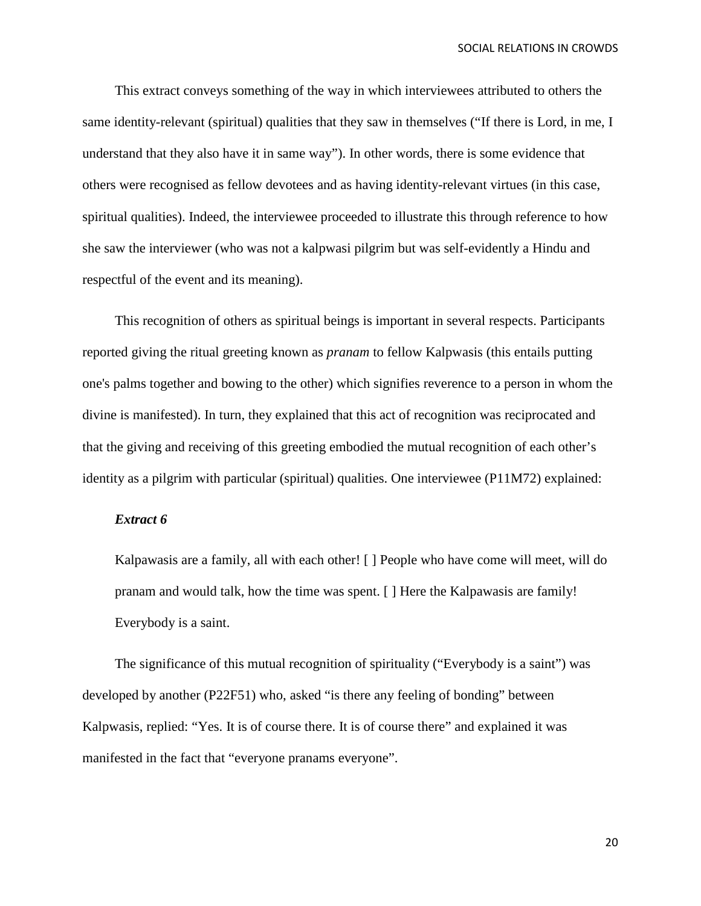This extract conveys something of the way in which interviewees attributed to others the same identity-relevant (spiritual) qualities that they saw in themselves ("If there is Lord, in me, I understand that they also have it in same way"). In other words, there is some evidence that others were recognised as fellow devotees and as having identity-relevant virtues (in this case, spiritual qualities). Indeed, the interviewee proceeded to illustrate this through reference to how she saw the interviewer (who was not a kalpwasi pilgrim but was self-evidently a Hindu and respectful of the event and its meaning).

This recognition of others as spiritual beings is important in several respects. Participants reported giving the ritual greeting known as *pranam* to fellow Kalpwasis (this entails putting one's palms together and bowing to the other) which signifies reverence to a person in whom the divine is manifested). In turn, they explained that this act of recognition was reciprocated and that the giving and receiving of this greeting embodied the mutual recognition of each other's identity as a pilgrim with particular (spiritual) qualities. One interviewee (P11M72) explained:

***Extract 6***

> Kalpawasis are a family, all with each other! [ ] People who have come will meet, will do pranam and would talk, how the time was spent. [ ] Here the Kalpawasis are family! Everybody is a saint.

The significance of this mutual recognition of spirituality ("Everybody is a saint") was developed by another (P22F51) who, asked "is there any feeling of bonding" between Kalpwasis, replied: "Yes. It is of course there. It is of course there" and explained it was manifested in the fact that "everyone pranams everyone".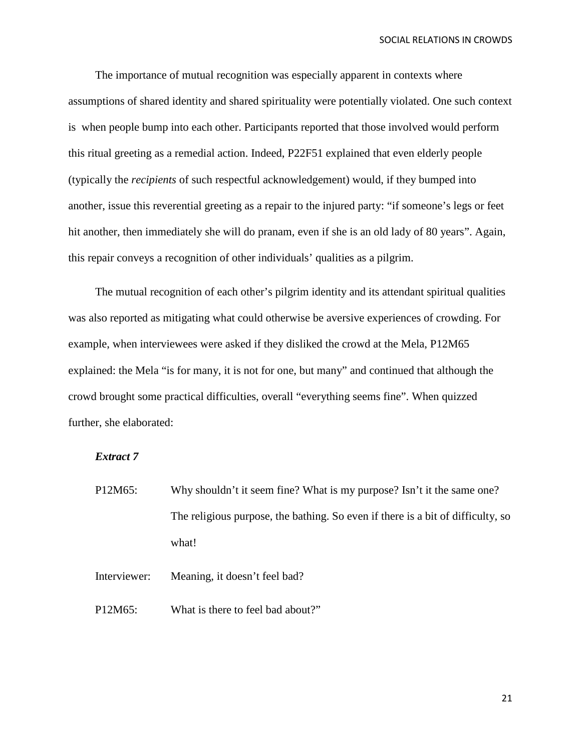The importance of mutual recognition was especially apparent in contexts where assumptions of shared identity and shared spirituality were potentially violated. One such context is when people bump into each other. Participants reported that those involved would perform this ritual greeting as a remedial action. Indeed, P22F51 explained that even elderly people (typically the *recipients* of such respectful acknowledgement) would, if they bumped into another, issue this reverential greeting as a repair to the injured party: "if someone's legs or feet hit another, then immediately she will do pranam, even if she is an old lady of 80 years". Again, this repair conveys a recognition of other individuals' qualities as a pilgrim.

The mutual recognition of each other's pilgrim identity and its attendant spiritual qualities was also reported as mitigating what could otherwise be aversive experiences of crowding. For example, when interviewees were asked if they disliked the crowd at the Mela, P12M65 explained: the Mela "is for many, it is not for one, but many" and continued that although the crowd brought some practical difficulties, overall "everything seems fine". When quizzed further, she elaborated:

***Extract 7***

P12M65: Why shouldn't it seem fine? What is my purpose? Isn't it the same one? The religious purpose, the bathing. So even if there is a bit of difficulty, so what!

Interviewer: Meaning, it doesn't feel bad?

P12M65: What is there to feel bad about?"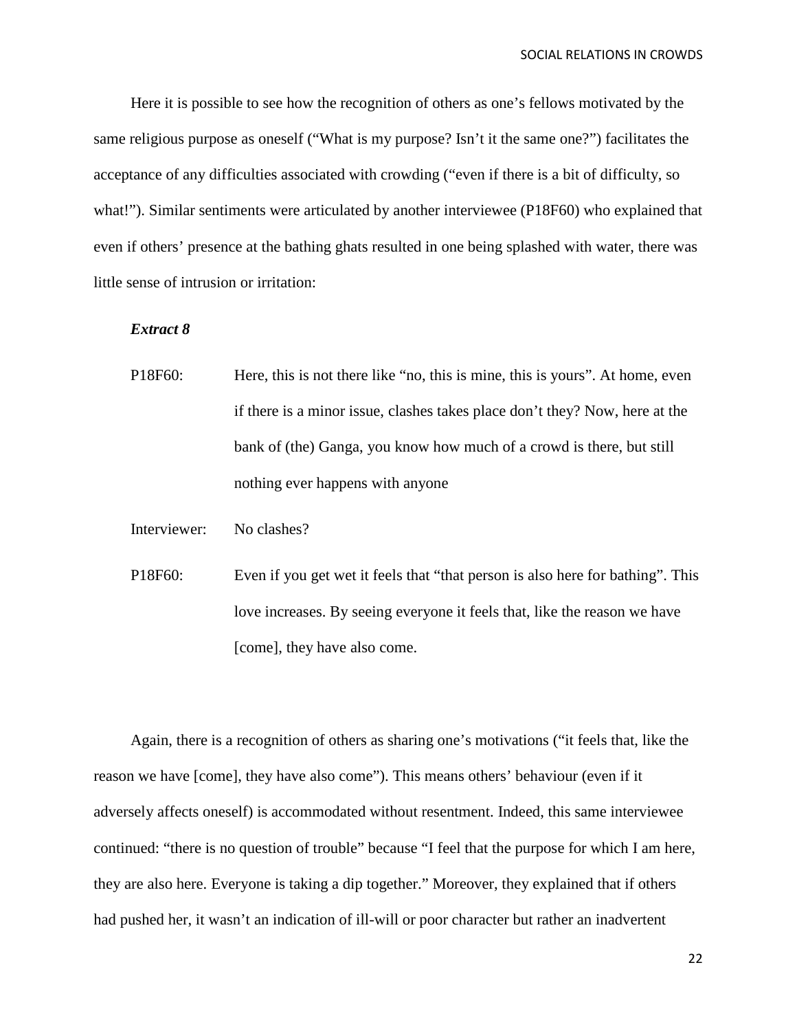Here it is possible to see how the recognition of others as one's fellows motivated by the same religious purpose as oneself ("What is my purpose? Isn't it the same one?") facilitates the acceptance of any difficulties associated with crowding ("even if there is a bit of difficulty, so what!"). Similar sentiments were articulated by another interviewee (P18F60) who explained that even if others' presence at the bathing ghats resulted in one being splashed with water, there was little sense of intrusion or irritation:

***Extract 8***

P18F60: Here, this is not there like "no, this is mine, this is yours". At home, even if there is a minor issue, clashes takes place don't they? Now, here at the bank of (the) Ganga, you know how much of a crowd is there, but still nothing ever happens with anyone

Interviewer: No clashes?

P18F60: Even if you get wet it feels that "that person is also here for bathing". This love increases. By seeing everyone it feels that, like the reason we have [come], they have also come.

Again, there is a recognition of others as sharing one's motivations ("it feels that, like the reason we have [come], they have also come"). This means others' behaviour (even if it adversely affects oneself) is accommodated without resentment. Indeed, this same interviewee continued: "there is no question of trouble" because "I feel that the purpose for which I am here, they are also here. Everyone is taking a dip together." Moreover, they explained that if others had pushed her, it wasn't an indication of ill-will or poor character but rather an inadvertent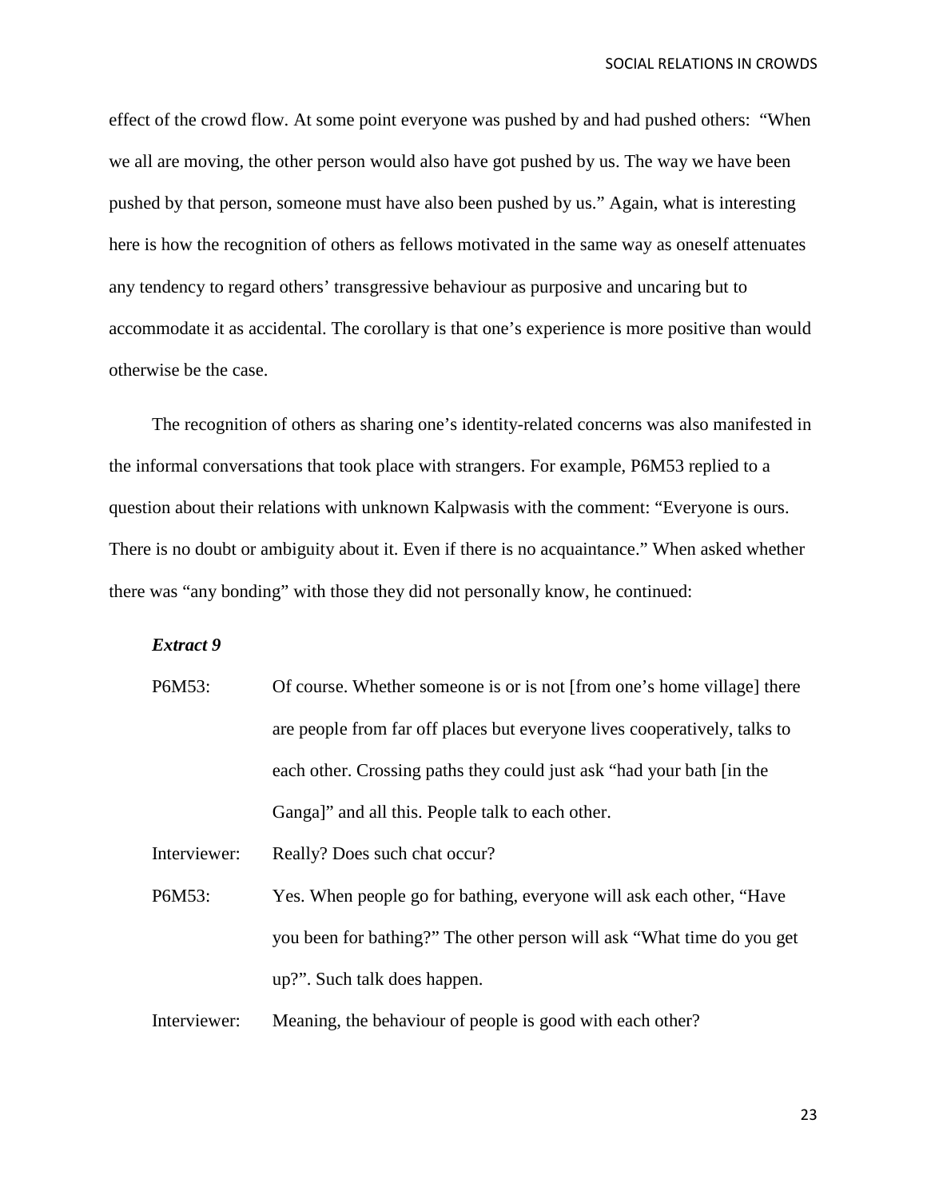effect of the crowd flow. At some point everyone was pushed by and had pushed others: "When we all are moving, the other person would also have got pushed by us. The way we have been pushed by that person, someone must have also been pushed by us." Again, what is interesting here is how the recognition of others as fellows motivated in the same way as oneself attenuates any tendency to regard others' transgressive behaviour as purposive and uncaring but to accommodate it as accidental. The corollary is that one's experience is more positive than would otherwise be the case.

The recognition of others as sharing one's identity-related concerns was also manifested in the informal conversations that took place with strangers. For example, P6M53 replied to a question about their relations with unknown Kalpwasis with the comment: "Everyone is ours. There is no doubt or ambiguity about it. Even if there is no acquaintance." When asked whether there was "any bonding" with those they did not personally know, he continued:

***Extract 9***

P6M53: Of course. Whether someone is or is not [from one's home village] there are people from far off places but everyone lives cooperatively, talks to each other. Crossing paths they could just ask "had your bath [in the Ganga]" and all this. People talk to each other.

Interviewer: Really? Does such chat occur?

P6M53: Yes. When people go for bathing, everyone will ask each other, "Have you been for bathing?" The other person will ask "What time do you get up?". Such talk does happen.

Interviewer: Meaning, the behaviour of people is good with each other?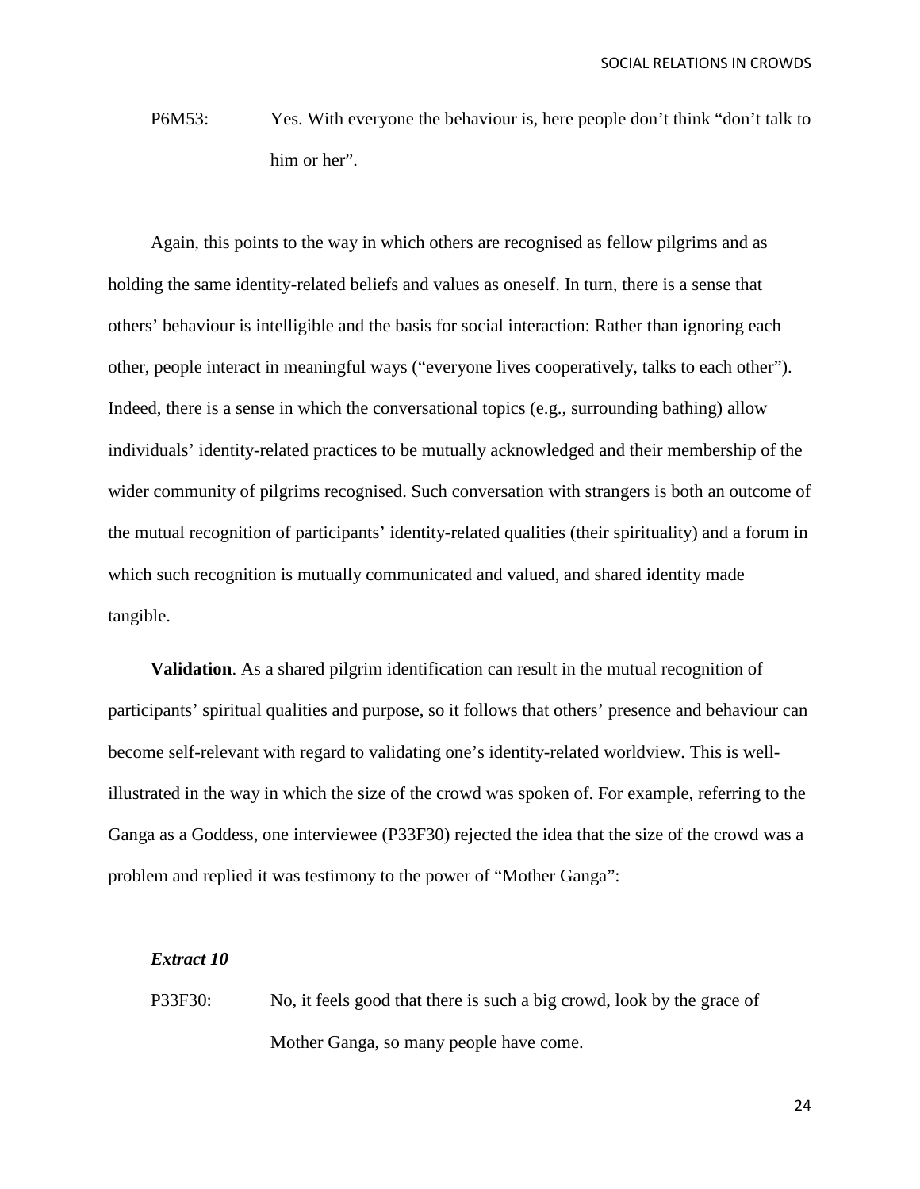P6M53: Yes. With everyone the behaviour is, here people don't think "don't talk to him or her".

Again, this points to the way in which others are recognised as fellow pilgrims and as holding the same identity-related beliefs and values as oneself. In turn, there is a sense that others' behaviour is intelligible and the basis for social interaction: Rather than ignoring each other, people interact in meaningful ways ("everyone lives cooperatively, talks to each other"). Indeed, there is a sense in which the conversational topics (e.g., surrounding bathing) allow individuals' identity-related practices to be mutually acknowledged and their membership of the wider community of pilgrims recognised. Such conversation with strangers is both an outcome of the mutual recognition of participants' identity-related qualities (their spirituality) and a forum in which such recognition is mutually communicated and valued, and shared identity made tangible.

**Validation**. As a shared pilgrim identification can result in the mutual recognition of participants' spiritual qualities and purpose, so it follows that others' presence and behaviour can become self-relevant with regard to validating one's identity-related worldview. This is well-illustrated in the way in which the size of the crowd was spoken of. For example, referring to the Ganga as a Goddess, one interviewee (P33F30) rejected the idea that the size of the crowd was a problem and replied it was testimony to the power of "Mother Ganga":

***Extract 10***

P33F30: No, it feels good that there is such a big crowd, look by the grace of Mother Ganga, so many people have come.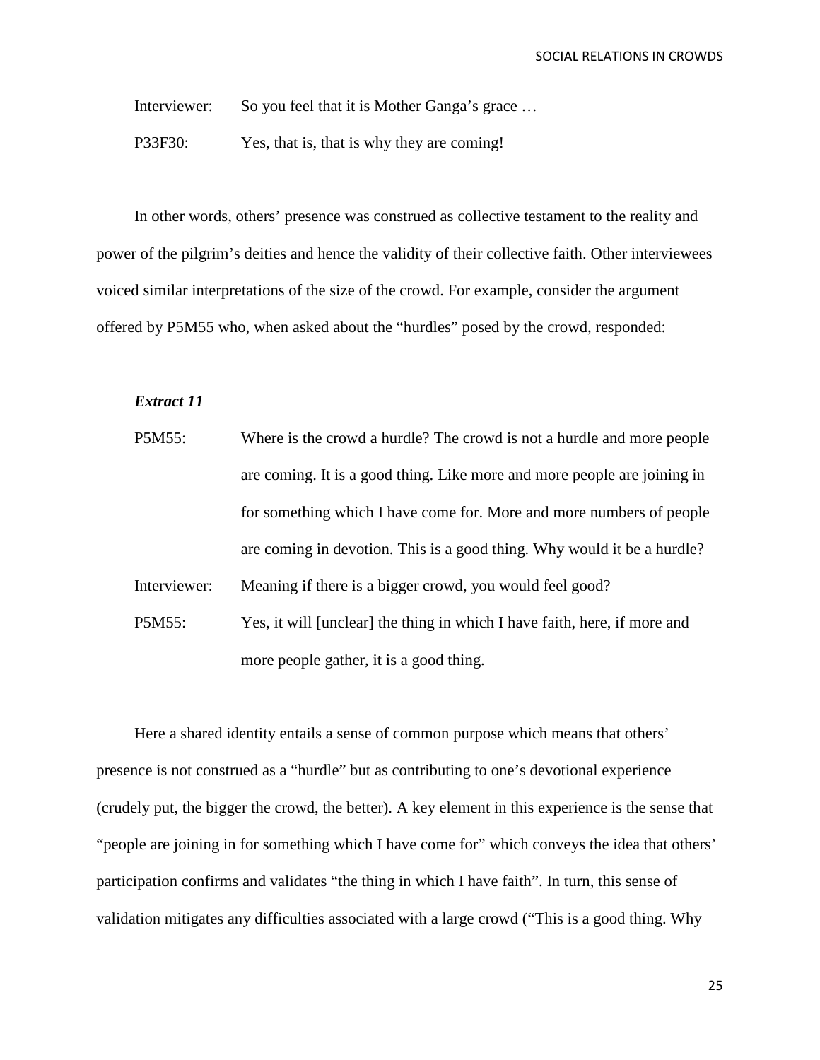Interviewer: So you feel that it is Mother Ganga's grace …

P33F30: Yes, that is, that is why they are coming!

In other words, others' presence was construed as collective testament to the reality and power of the pilgrim's deities and hence the validity of their collective faith. Other interviewees voiced similar interpretations of the size of the crowd. For example, consider the argument offered by P5M55 who, when asked about the "hurdles" posed by the crowd, responded:

***Extract 11***

P5M55: Where is the crowd a hurdle? The crowd is not a hurdle and more people are coming. It is a good thing. Like more and more people are joining in for something which I have come for. More and more numbers of people are coming in devotion. This is a good thing. Why would it be a hurdle?

Interviewer: Meaning if there is a bigger crowd, you would feel good?

P5M55: Yes, it will [unclear] the thing in which I have faith, here, if more and more people gather, it is a good thing.

Here a shared identity entails a sense of common purpose which means that others' presence is not construed as a "hurdle" but as contributing to one's devotional experience (crudely put, the bigger the crowd, the better). A key element in this experience is the sense that "people are joining in for something which I have come for" which conveys the idea that others' participation confirms and validates "the thing in which I have faith". In turn, this sense of validation mitigates any difficulties associated with a large crowd ("This is a good thing. Why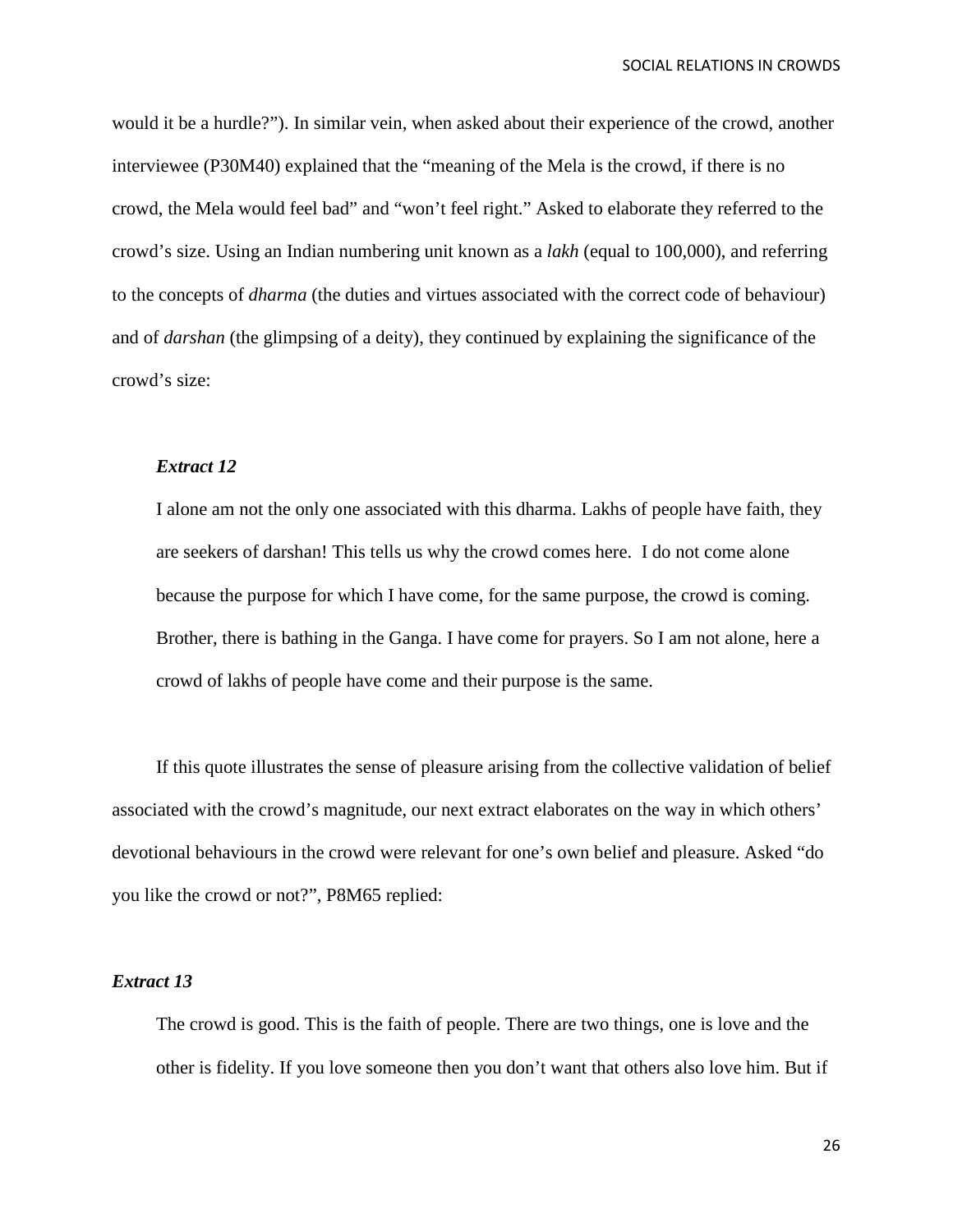would it be a hurdle?"). In similar vein, when asked about their experience of the crowd, another interviewee (P30M40) explained that the "meaning of the Mela is the crowd, if there is no crowd, the Mela would feel bad" and "won't feel right." Asked to elaborate they referred to the crowd's size. Using an Indian numbering unit known as a *lakh* (equal to 100,000), and referring to the concepts of *dharma* (the duties and virtues associated with the correct code of behaviour) and of *darshan* (the glimpsing of a deity), they continued by explaining the significance of the crowd's size:

***Extract 12***

> I alone am not the only one associated with this dharma. Lakhs of people have faith, they are seekers of darshan! This tells us why the crowd comes here. I do not come alone because the purpose for which I have come, for the same purpose, the crowd is coming. Brother, there is bathing in the Ganga. I have come for prayers. So I am not alone, here a crowd of lakhs of people have come and their purpose is the same.

If this quote illustrates the sense of pleasure arising from the collective validation of belief associated with the crowd's magnitude, our next extract elaborates on the way in which others' devotional behaviours in the crowd were relevant for one's own belief and pleasure. Asked "do you like the crowd or not?", P8M65 replied:

***Extract 13***

> The crowd is good. This is the faith of people. There are two things, one is love and the other is fidelity. If you love someone then you don't want that others also love him. But if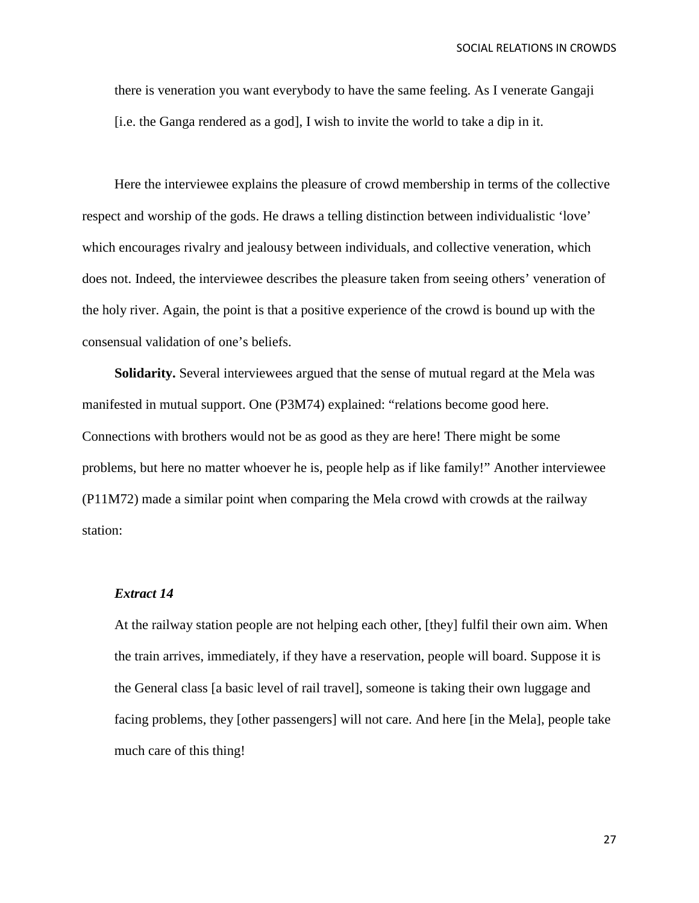there is veneration you want everybody to have the same feeling. As I venerate Gangaji [i.e. the Ganga rendered as a god], I wish to invite the world to take a dip in it.

Here the interviewee explains the pleasure of crowd membership in terms of the collective respect and worship of the gods. He draws a telling distinction between individualistic 'love' which encourages rivalry and jealousy between individuals, and collective veneration, which does not. Indeed, the interviewee describes the pleasure taken from seeing others' veneration of the holy river. Again, the point is that a positive experience of the crowd is bound up with the consensual validation of one's beliefs.

**Solidarity.** Several interviewees argued that the sense of mutual regard at the Mela was manifested in mutual support. One (P3M74) explained: "relations become good here. Connections with brothers would not be as good as they are here! There might be some problems, but here no matter whoever he is, people help as if like family!" Another interviewee (P11M72) made a similar point when comparing the Mela crowd with crowds at the railway station:

***Extract 14***

At the railway station people are not helping each other, [they] fulfil their own aim. When the train arrives, immediately, if they have a reservation, people will board. Suppose it is the General class [a basic level of rail travel], someone is taking their own luggage and facing problems, they [other passengers] will not care. And here [in the Mela], people take much care of this thing!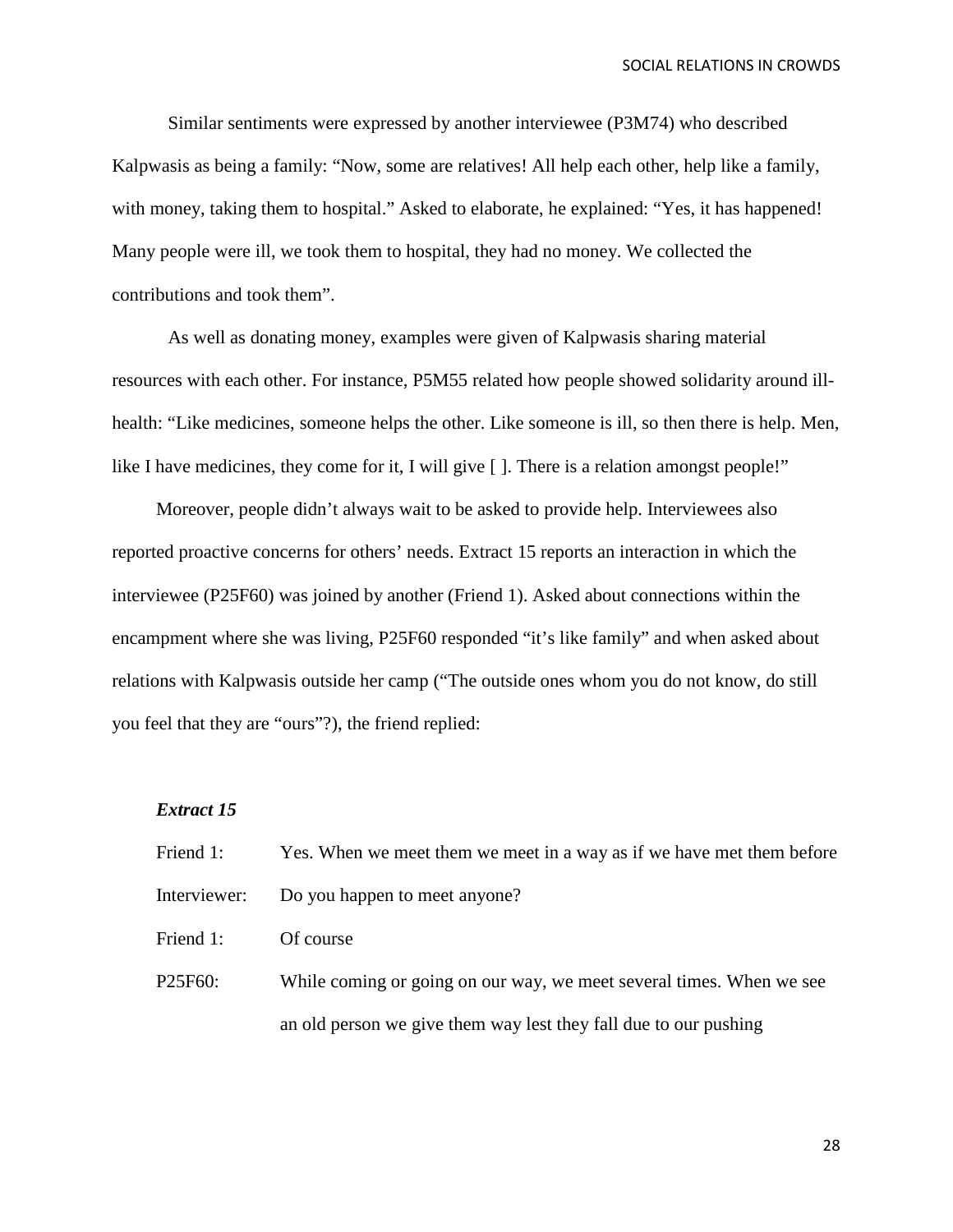Similar sentiments were expressed by another interviewee (P3M74) who described Kalpwasis as being a family: "Now, some are relatives! All help each other, help like a family, with money, taking them to hospital." Asked to elaborate, he explained: "Yes, it has happened! Many people were ill, we took them to hospital, they had no money. We collected the contributions and took them".

As well as donating money, examples were given of Kalpwasis sharing material resources with each other. For instance, P5M55 related how people showed solidarity around ill-health: "Like medicines, someone helps the other. Like someone is ill, so then there is help. Men, like I have medicines, they come for it, I will give [ ]. There is a relation amongst people!"

Moreover, people didn't always wait to be asked to provide help. Interviewees also reported proactive concerns for others' needs. Extract 15 reports an interaction in which the interviewee (P25F60) was joined by another (Friend 1). Asked about connections within the encampment where she was living, P25F60 responded "it's like family" and when asked about relations with Kalpwasis outside her camp ("The outside ones whom you do not know, do still you feel that they are "ours"?), the friend replied:

***Extract 15***

Friend 1: Yes. When we meet them we meet in a way as if we have met them before

Interviewer: Do you happen to meet anyone?

Friend 1: Of course

P25F60: While coming or going on our way, we meet several times. When we see an old person we give them way lest they fall due to our pushing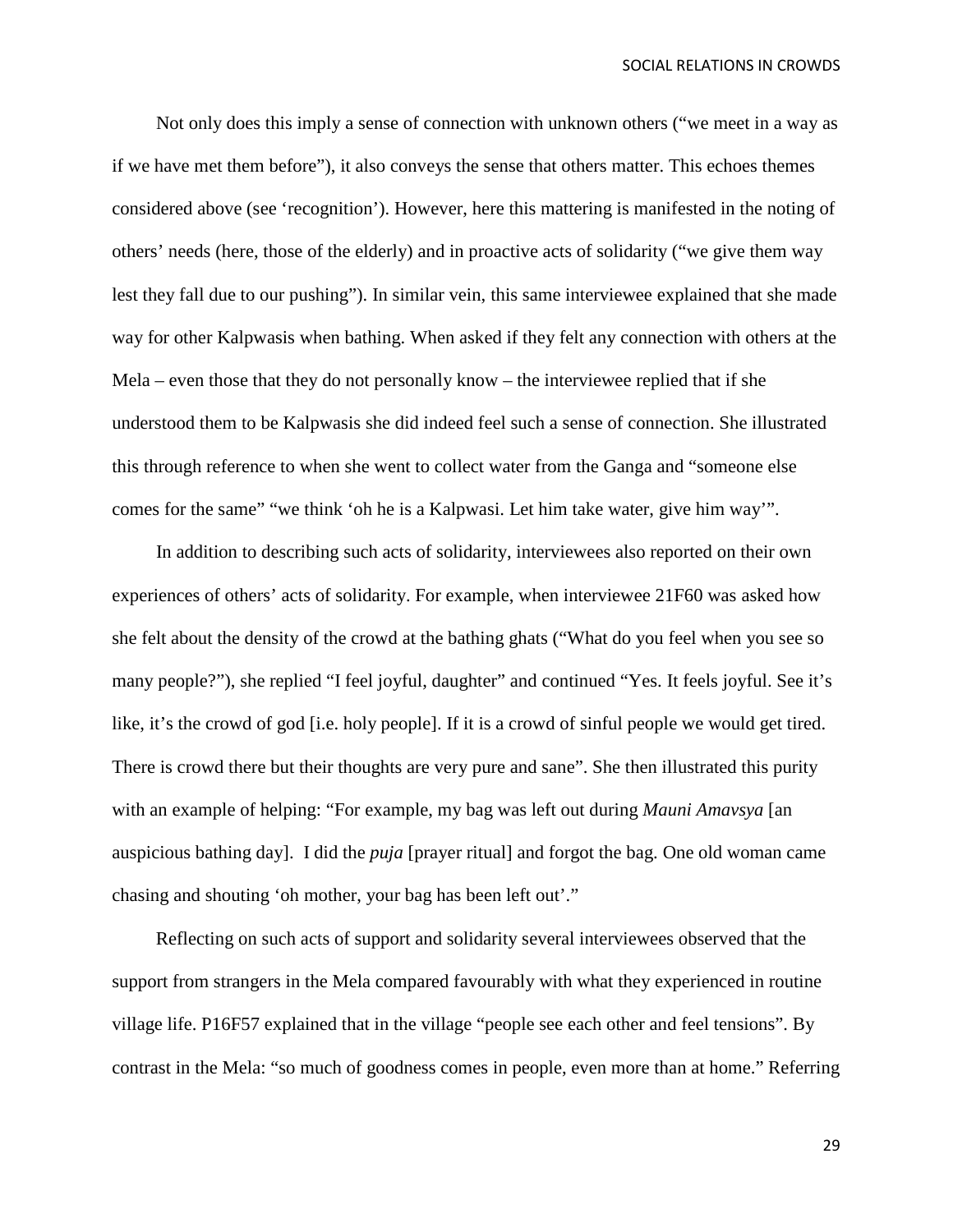Not only does this imply a sense of connection with unknown others ("we meet in a way as if we have met them before"), it also conveys the sense that others matter. This echoes themes considered above (see 'recognition'). However, here this mattering is manifested in the noting of others' needs (here, those of the elderly) and in proactive acts of solidarity ("we give them way lest they fall due to our pushing"). In similar vein, this same interviewee explained that she made way for other Kalpwasis when bathing. When asked if they felt any connection with others at the Mela – even those that they do not personally know – the interviewee replied that if she understood them to be Kalpwasis she did indeed feel such a sense of connection. She illustrated this through reference to when she went to collect water from the Ganga and "someone else comes for the same" "we think 'oh he is a Kalpwasi. Let him take water, give him way'".

In addition to describing such acts of solidarity, interviewees also reported on their own experiences of others' acts of solidarity. For example, when interviewee 21F60 was asked how she felt about the density of the crowd at the bathing ghats ("What do you feel when you see so many people?"), she replied "I feel joyful, daughter" and continued "Yes. It feels joyful. See it's like, it's the crowd of god [i.e. holy people]. If it is a crowd of sinful people we would get tired. There is crowd there but their thoughts are very pure and sane". She then illustrated this purity with an example of helping: "For example, my bag was left out during *Mauni Amavsya* [an auspicious bathing day]. I did the *puja* [prayer ritual] and forgot the bag. One old woman came chasing and shouting 'oh mother, your bag has been left out'."

Reflecting on such acts of support and solidarity several interviewees observed that the support from strangers in the Mela compared favourably with what they experienced in routine village life. P16F57 explained that in the village "people see each other and feel tensions". By contrast in the Mela: "so much of goodness comes in people, even more than at home." Referring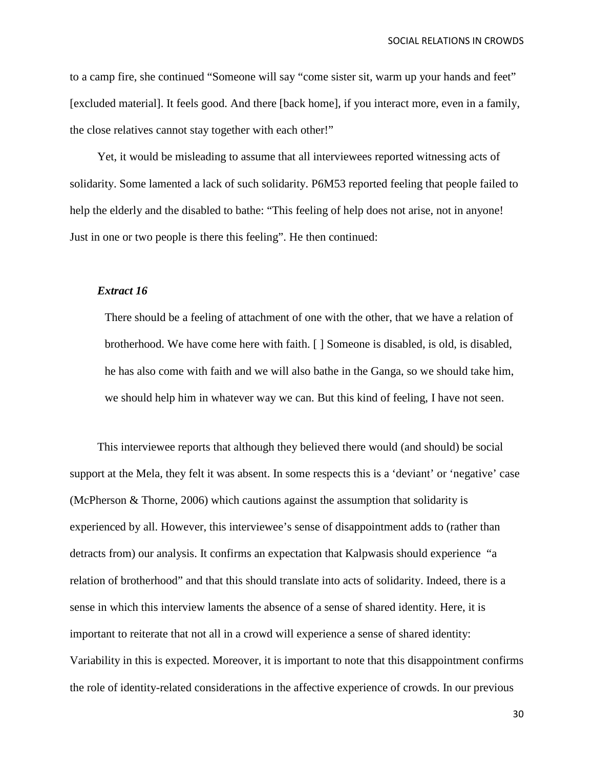to a camp fire, she continued "Someone will say "come sister sit, warm up your hands and feet" [excluded material]. It feels good. And there [back home], if you interact more, even in a family, the close relatives cannot stay together with each other!"

Yet, it would be misleading to assume that all interviewees reported witnessing acts of solidarity. Some lamented a lack of such solidarity. P6M53 reported feeling that people failed to help the elderly and the disabled to bathe: "This feeling of help does not arise, not in anyone! Just in one or two people is there this feeling". He then continued:

***Extract 16***

> There should be a feeling of attachment of one with the other, that we have a relation of brotherhood. We have come here with faith. [ ] Someone is disabled, is old, is disabled, he has also come with faith and we will also bathe in the Ganga, so we should take him, we should help him in whatever way we can. But this kind of feeling, I have not seen.

This interviewee reports that although they believed there would (and should) be social support at the Mela, they felt it was absent. In some respects this is a 'deviant' or 'negative' case (McPherson & Thorne, 2006) which cautions against the assumption that solidarity is experienced by all. However, this interviewee's sense of disappointment adds to (rather than detracts from) our analysis. It confirms an expectation that Kalpwasis should experience "a relation of brotherhood" and that this should translate into acts of solidarity. Indeed, there is a sense in which this interview laments the absence of a sense of shared identity. Here, it is important to reiterate that not all in a crowd will experience a sense of shared identity: Variability in this is expected. Moreover, it is important to note that this disappointment confirms the role of identity-related considerations in the affective experience of crowds. In our previous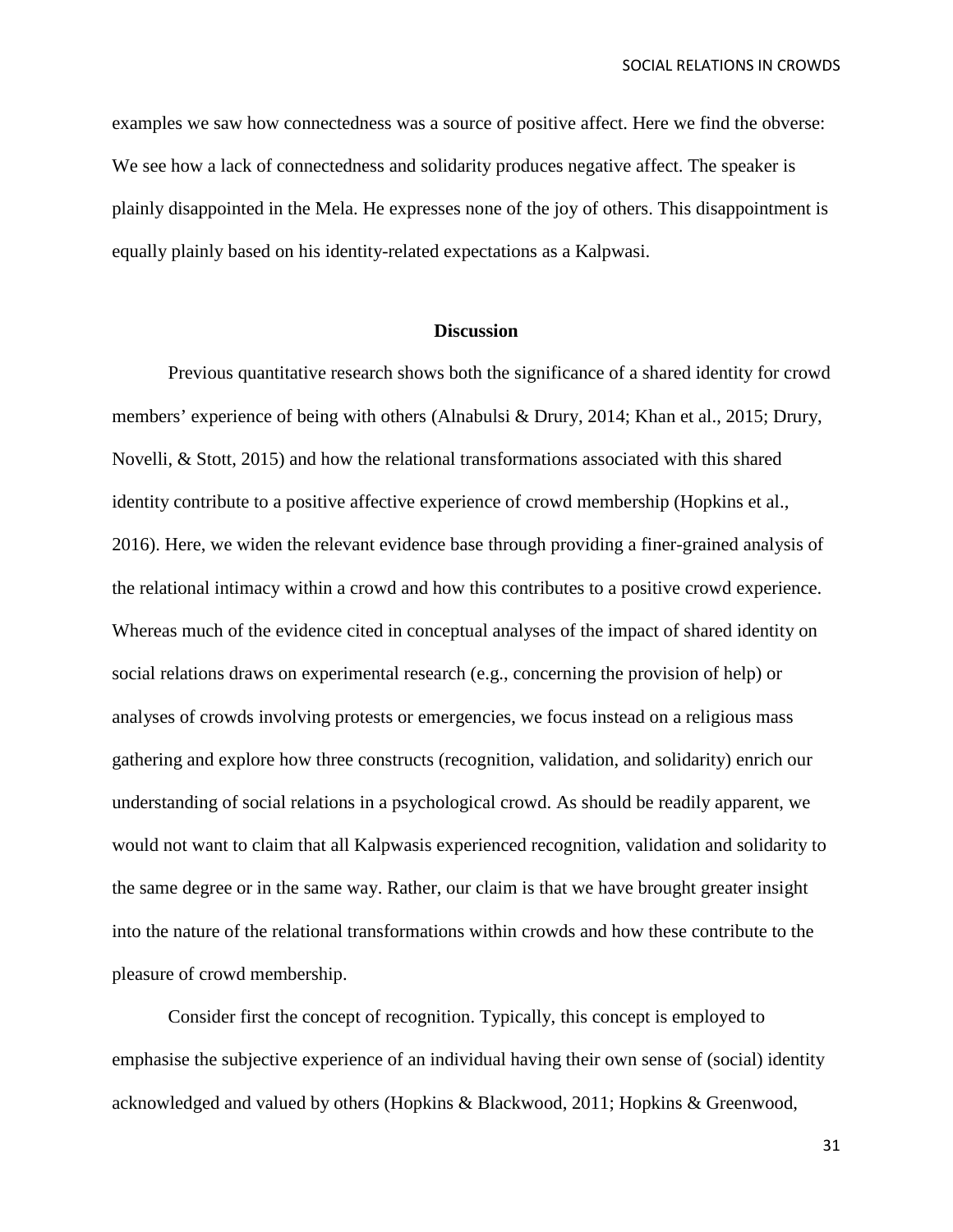examples we saw how connectedness was a source of positive affect. Here we find the obverse: We see how a lack of connectedness and solidarity produces negative affect. The speaker is plainly disappointed in the Mela. He expresses none of the joy of others. This disappointment is equally plainly based on his identity-related expectations as a Kalpwasi.

## Discussion

Previous quantitative research shows both the significance of a shared identity for crowd members' experience of being with others (Alnabulsi & Drury, 2014; Khan et al., 2015; Drury, Novelli, & Stott, 2015) and how the relational transformations associated with this shared identity contribute to a positive affective experience of crowd membership (Hopkins et al., 2016). Here, we widen the relevant evidence base through providing a finer-grained analysis of the relational intimacy within a crowd and how this contributes to a positive crowd experience. Whereas much of the evidence cited in conceptual analyses of the impact of shared identity on social relations draws on experimental research (e.g., concerning the provision of help) or analyses of crowds involving protests or emergencies, we focus instead on a religious mass gathering and explore how three constructs (recognition, validation, and solidarity) enrich our understanding of social relations in a psychological crowd. As should be readily apparent, we would not want to claim that all Kalpwasis experienced recognition, validation and solidarity to the same degree or in the same way. Rather, our claim is that we have brought greater insight into the nature of the relational transformations within crowds and how these contribute to the pleasure of crowd membership.

Consider first the concept of recognition. Typically, this concept is employed to emphasise the subjective experience of an individual having their own sense of (social) identity acknowledged and valued by others (Hopkins & Blackwood, 2011; Hopkins & Greenwood,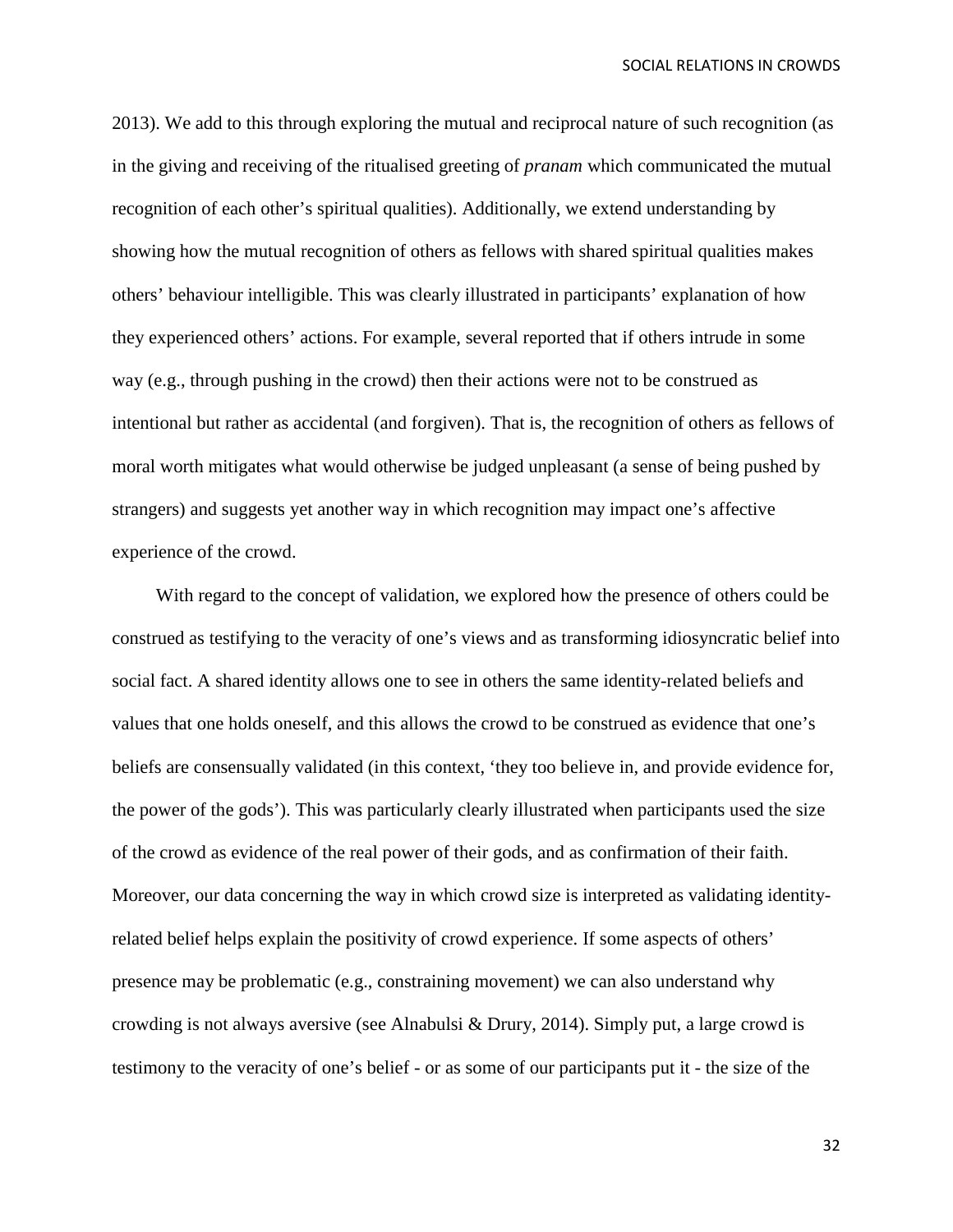2013). We add to this through exploring the mutual and reciprocal nature of such recognition (as in the giving and receiving of the ritualised greeting of *pranam* which communicated the mutual recognition of each other's spiritual qualities). Additionally, we extend understanding by showing how the mutual recognition of others as fellows with shared spiritual qualities makes others' behaviour intelligible. This was clearly illustrated in participants' explanation of how they experienced others' actions. For example, several reported that if others intrude in some way (e.g., through pushing in the crowd) then their actions were not to be construed as intentional but rather as accidental (and forgiven). That is, the recognition of others as fellows of moral worth mitigates what would otherwise be judged unpleasant (a sense of being pushed by strangers) and suggests yet another way in which recognition may impact one's affective experience of the crowd.

With regard to the concept of validation, we explored how the presence of others could be construed as testifying to the veracity of one's views and as transforming idiosyncratic belief into social fact. A shared identity allows one to see in others the same identity-related beliefs and values that one holds oneself, and this allows the crowd to be construed as evidence that one's beliefs are consensually validated (in this context, 'they too believe in, and provide evidence for, the power of the gods'). This was particularly clearly illustrated when participants used the size of the crowd as evidence of the real power of their gods, and as confirmation of their faith. Moreover, our data concerning the way in which crowd size is interpreted as validating identity-related belief helps explain the positivity of crowd experience. If some aspects of others' presence may be problematic (e.g., constraining movement) we can also understand why crowding is not always aversive (see Alnabulsi & Drury, 2014). Simply put, a large crowd is testimony to the veracity of one's belief - or as some of our participants put it - the size of the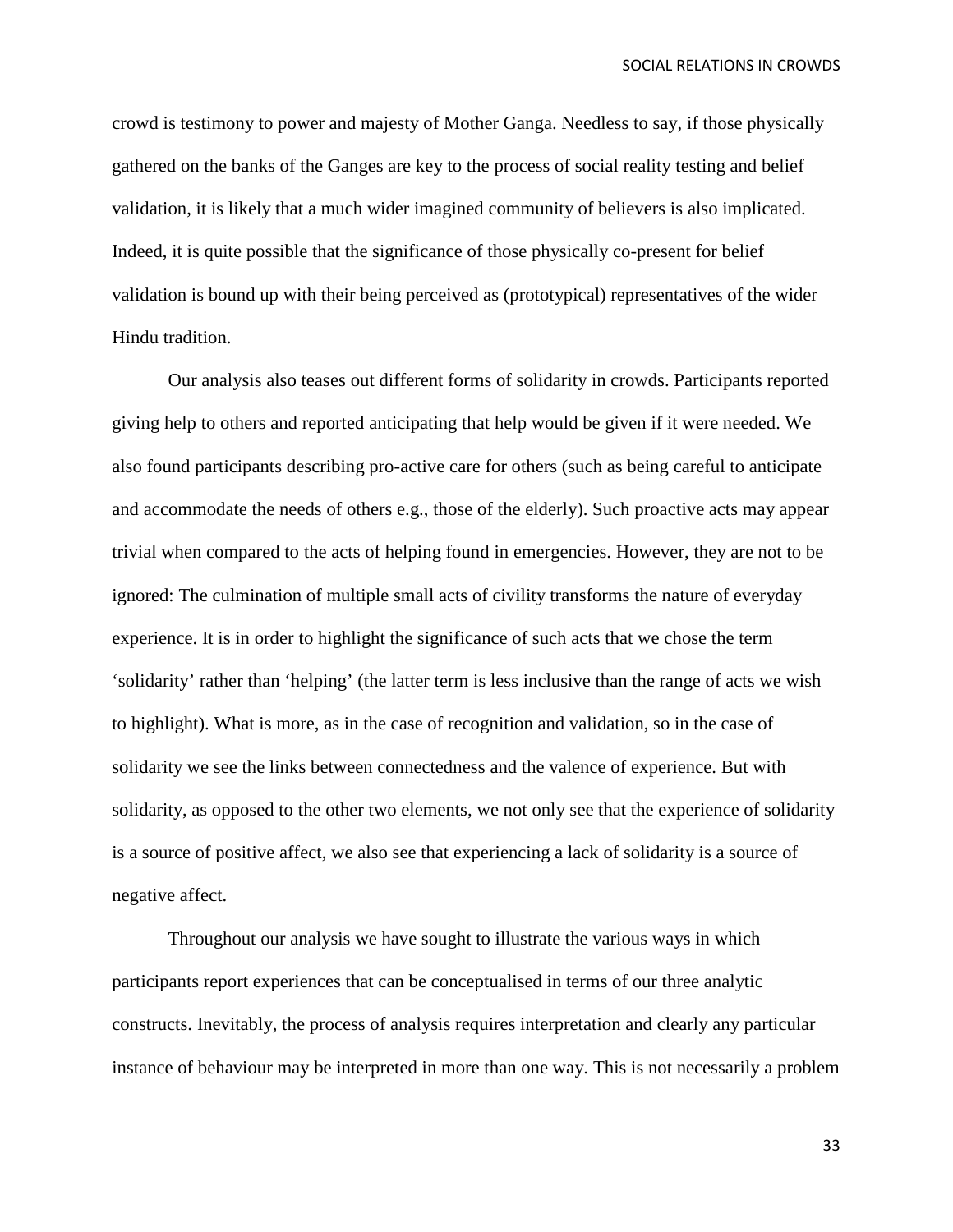crowd is testimony to power and majesty of Mother Ganga. Needless to say, if those physically gathered on the banks of the Ganges are key to the process of social reality testing and belief validation, it is likely that a much wider imagined community of believers is also implicated. Indeed, it is quite possible that the significance of those physically co-present for belief validation is bound up with their being perceived as (prototypical) representatives of the wider Hindu tradition.

Our analysis also teases out different forms of solidarity in crowds. Participants reported giving help to others and reported anticipating that help would be given if it were needed. We also found participants describing pro-active care for others (such as being careful to anticipate and accommodate the needs of others e.g., those of the elderly). Such proactive acts may appear trivial when compared to the acts of helping found in emergencies. However, they are not to be ignored: The culmination of multiple small acts of civility transforms the nature of everyday experience. It is in order to highlight the significance of such acts that we chose the term 'solidarity' rather than 'helping' (the latter term is less inclusive than the range of acts we wish to highlight). What is more, as in the case of recognition and validation, so in the case of solidarity we see the links between connectedness and the valence of experience. But with solidarity, as opposed to the other two elements, we not only see that the experience of solidarity is a source of positive affect, we also see that experiencing a lack of solidarity is a source of negative affect.

Throughout our analysis we have sought to illustrate the various ways in which participants report experiences that can be conceptualised in terms of our three analytic constructs. Inevitably, the process of analysis requires interpretation and clearly any particular instance of behaviour may be interpreted in more than one way. This is not necessarily a problem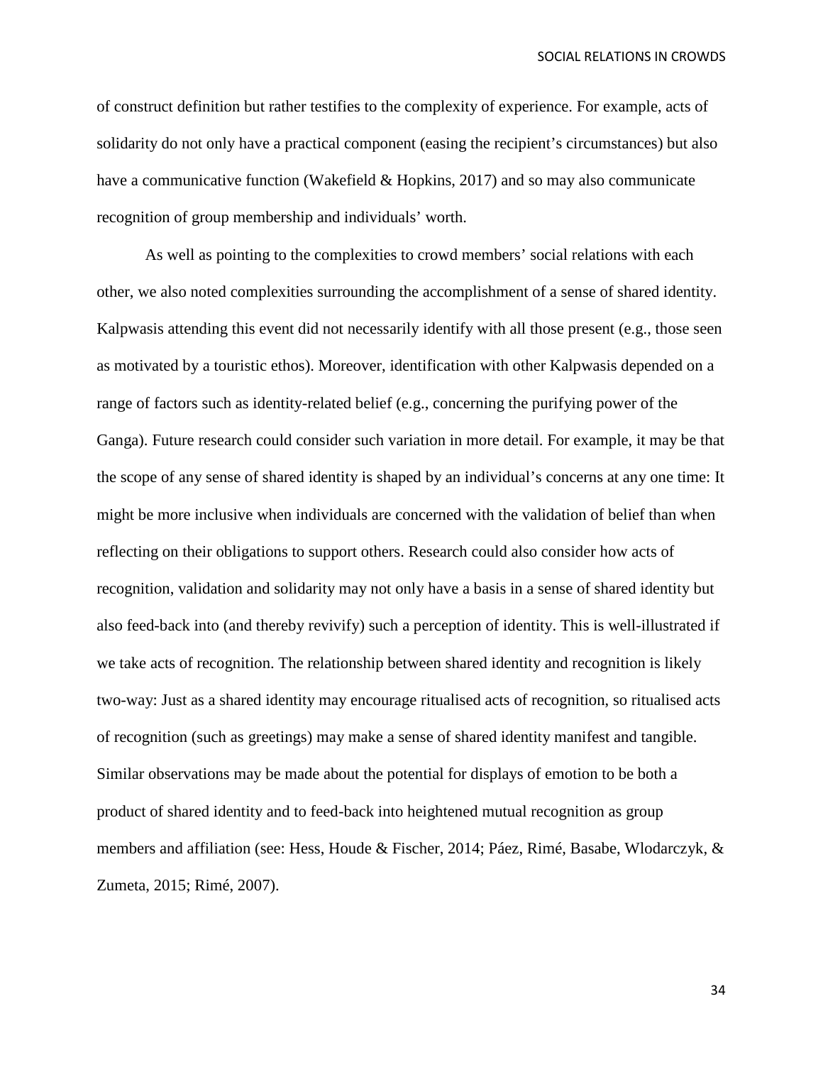of construct definition but rather testifies to the complexity of experience. For example, acts of solidarity do not only have a practical component (easing the recipient's circumstances) but also have a communicative function (Wakefield & Hopkins, 2017) and so may also communicate recognition of group membership and individuals' worth.

As well as pointing to the complexities to crowd members' social relations with each other, we also noted complexities surrounding the accomplishment of a sense of shared identity. Kalpwasis attending this event did not necessarily identify with all those present (e.g., those seen as motivated by a touristic ethos). Moreover, identification with other Kalpwasis depended on a range of factors such as identity-related belief (e.g., concerning the purifying power of the Ganga). Future research could consider such variation in more detail. For example, it may be that the scope of any sense of shared identity is shaped by an individual's concerns at any one time: It might be more inclusive when individuals are concerned with the validation of belief than when reflecting on their obligations to support others. Research could also consider how acts of recognition, validation and solidarity may not only have a basis in a sense of shared identity but also feed-back into (and thereby revivify) such a perception of identity. This is well-illustrated if we take acts of recognition. The relationship between shared identity and recognition is likely two-way: Just as a shared identity may encourage ritualised acts of recognition, so ritualised acts of recognition (such as greetings) may make a sense of shared identity manifest and tangible. Similar observations may be made about the potential for displays of emotion to be both a product of shared identity and to feed-back into heightened mutual recognition as group members and affiliation (see: Hess, Houde & Fischer, 2014; Páez, Rimé, Basabe, Wlodarczyk, & Zumeta, 2015; Rimé, 2007).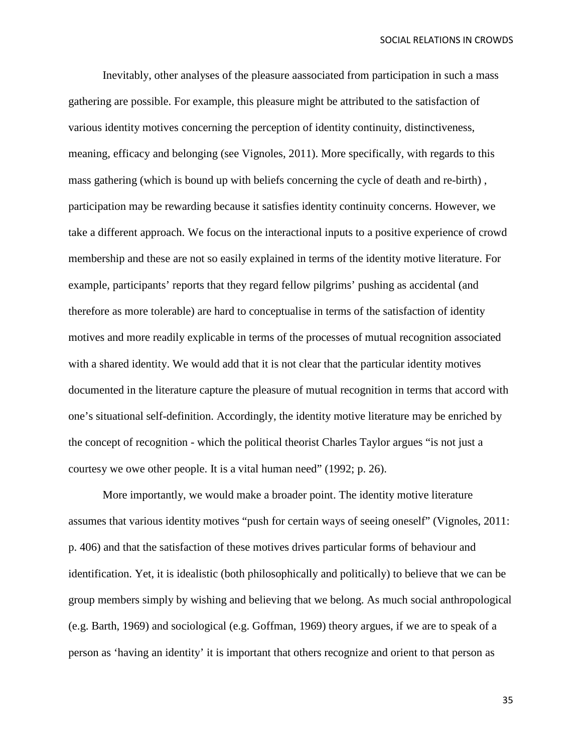Inevitably, other analyses of the pleasure aassociated from participation in such a mass gathering are possible. For example, this pleasure might be attributed to the satisfaction of various identity motives concerning the perception of identity continuity, distinctiveness, meaning, efficacy and belonging (see Vignoles, 2011). More specifically, with regards to this mass gathering (which is bound up with beliefs concerning the cycle of death and re-birth) , participation may be rewarding because it satisfies identity continuity concerns. However, we take a different approach. We focus on the interactional inputs to a positive experience of crowd membership and these are not so easily explained in terms of the identity motive literature. For example, participants' reports that they regard fellow pilgrims' pushing as accidental (and therefore as more tolerable) are hard to conceptualise in terms of the satisfaction of identity motives and more readily explicable in terms of the processes of mutual recognition associated with a shared identity. We would add that it is not clear that the particular identity motives documented in the literature capture the pleasure of mutual recognition in terms that accord with one's situational self-definition. Accordingly, the identity motive literature may be enriched by the concept of recognition - which the political theorist Charles Taylor argues "is not just a courtesy we owe other people. It is a vital human need" (1992; p. 26).

More importantly, we would make a broader point. The identity motive literature assumes that various identity motives "push for certain ways of seeing oneself" (Vignoles, 2011: p. 406) and that the satisfaction of these motives drives particular forms of behaviour and identification. Yet, it is idealistic (both philosophically and politically) to believe that we can be group members simply by wishing and believing that we belong. As much social anthropological (e.g. Barth, 1969) and sociological (e.g. Goffman, 1969) theory argues, if we are to speak of a person as 'having an identity' it is important that others recognize and orient to that person as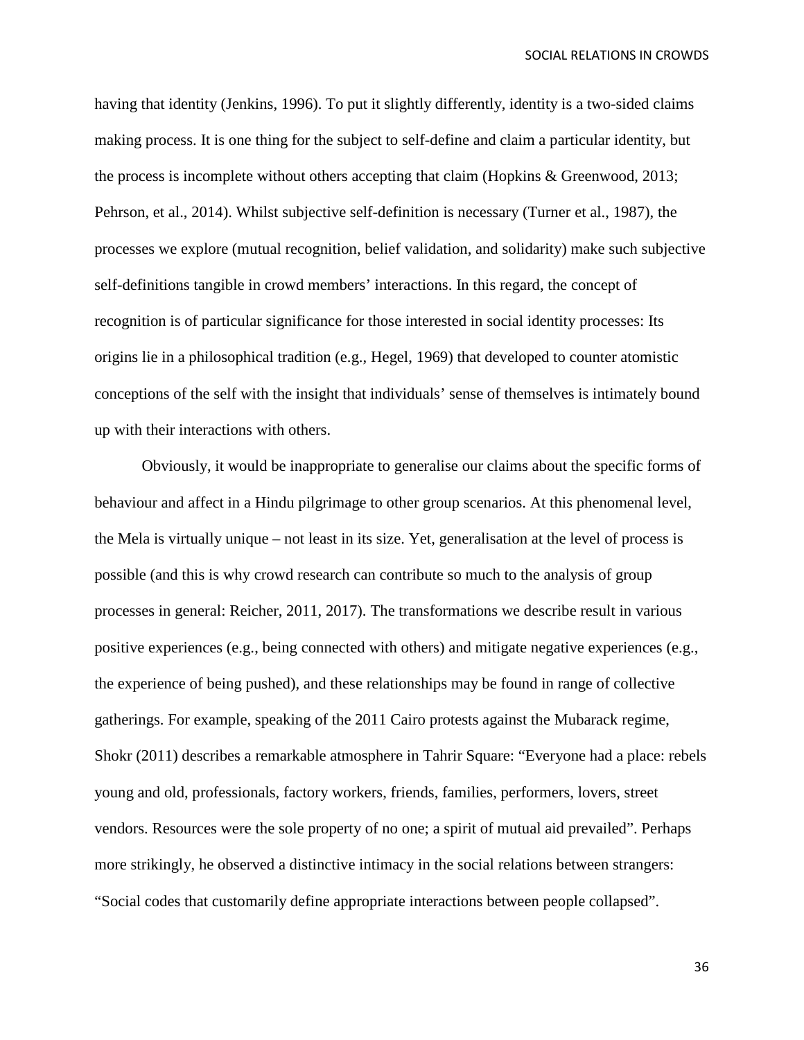having that identity (Jenkins, 1996). To put it slightly differently, identity is a two-sided claims making process. It is one thing for the subject to self-define and claim a particular identity, but the process is incomplete without others accepting that claim (Hopkins & Greenwood, 2013; Pehrson, et al., 2014). Whilst subjective self-definition is necessary (Turner et al., 1987), the processes we explore (mutual recognition, belief validation, and solidarity) make such subjective self-definitions tangible in crowd members' interactions. In this regard, the concept of recognition is of particular significance for those interested in social identity processes: Its origins lie in a philosophical tradition (e.g., Hegel, 1969) that developed to counter atomistic conceptions of the self with the insight that individuals' sense of themselves is intimately bound up with their interactions with others.

Obviously, it would be inappropriate to generalise our claims about the specific forms of behaviour and affect in a Hindu pilgrimage to other group scenarios. At this phenomenal level, the Mela is virtually unique – not least in its size. Yet, generalisation at the level of process is possible (and this is why crowd research can contribute so much to the analysis of group processes in general: Reicher, 2011, 2017). The transformations we describe result in various positive experiences (e.g., being connected with others) and mitigate negative experiences (e.g., the experience of being pushed), and these relationships may be found in range of collective gatherings. For example, speaking of the 2011 Cairo protests against the Mubarack regime, Shokr (2011) describes a remarkable atmosphere in Tahrir Square: "Everyone had a place: rebels young and old, professionals, factory workers, friends, families, performers, lovers, street vendors. Resources were the sole property of no one; a spirit of mutual aid prevailed". Perhaps more strikingly, he observed a distinctive intimacy in the social relations between strangers: "Social codes that customarily define appropriate interactions between people collapsed".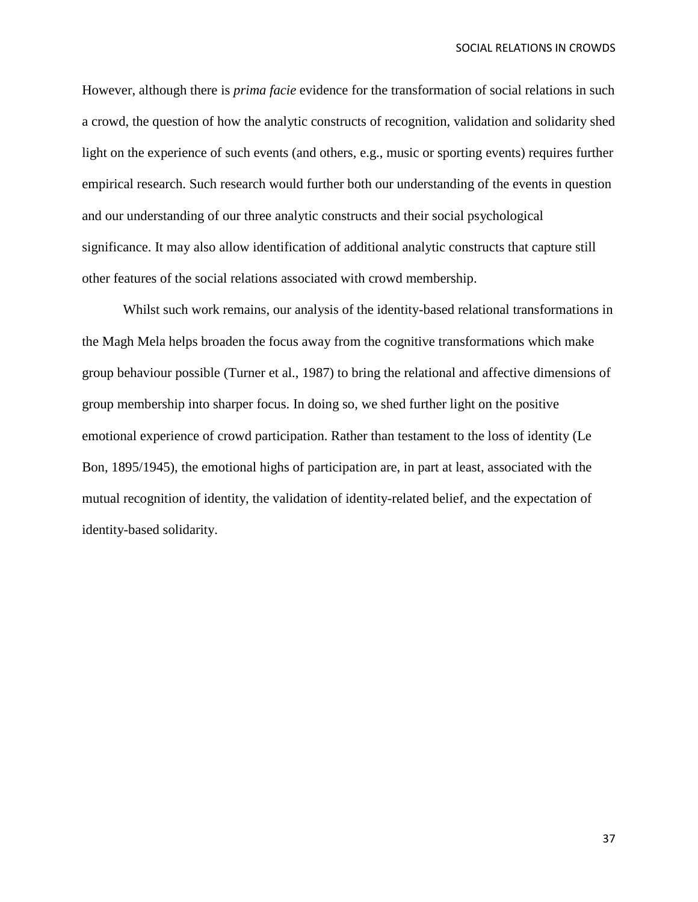However, although there is *prima facie* evidence for the transformation of social relations in such a crowd, the question of how the analytic constructs of recognition, validation and solidarity shed light on the experience of such events (and others, e.g., music or sporting events) requires further empirical research. Such research would further both our understanding of the events in question and our understanding of our three analytic constructs and their social psychological significance. It may also allow identification of additional analytic constructs that capture still other features of the social relations associated with crowd membership.

Whilst such work remains, our analysis of the identity-based relational transformations in the Magh Mela helps broaden the focus away from the cognitive transformations which make group behaviour possible (Turner et al., 1987) to bring the relational and affective dimensions of group membership into sharper focus. In doing so, we shed further light on the positive emotional experience of crowd participation. Rather than testament to the loss of identity (Le Bon, 1895/1945), the emotional highs of participation are, in part at least, associated with the mutual recognition of identity, the validation of identity-related belief, and the expectation of identity-based solidarity.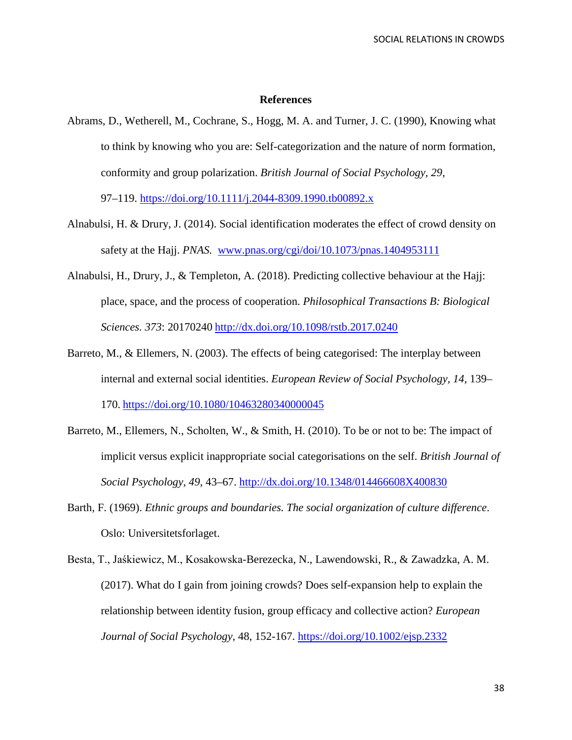# References

Abrams, D., Wetherell, M., Cochrane, S., Hogg, M. A. and Turner, J. C. (1990), Knowing what to think by knowing who you are: Self-categorization and the nature of norm formation, conformity and group polarization. *British Journal of Social Psychology, 29*, 97–119. https://doi.org/10.1111/j.2044-8309.1990.tb00892.x

Alnabulsi, H. & Drury, J. (2014). Social identification moderates the effect of crowd density on safety at the Hajj. *PNAS.* www.pnas.org/cgi/doi/10.1073/pnas.1404953111

Alnabulsi, H., Drury, J., & Templeton, A. (2018). Predicting collective behaviour at the Hajj: place, space, and the process of cooperation. *Philosophical Transactions B: Biological Sciences. 373*: 20170240 http://dx.doi.org/10.1098/rstb.2017.0240

Barreto, M., & Ellemers, N. (2003). The effects of being categorised: The interplay between internal and external social identities. *European Review of Social Psychology, 14,* 139–170. https://doi.org/10.1080/10463280340000045

Barreto, M., Ellemers, N., Scholten, W., & Smith, H. (2010). To be or not to be: The impact of implicit versus explicit inappropriate social categorisations on the self. *British Journal of Social Psychology, 49,* 43–67. http://dx.doi.org/10.1348/014466608X400830

Barth, F. (1969). *Ethnic groups and boundaries. The social organization of culture difference*. Oslo: Universitetsforlaget.

Besta, T., Jaśkiewicz, M., Kosakowska-Berezecka, N., Lawendowski, R., & Zawadzka, A. M. (2017). What do I gain from joining crowds? Does self-expansion help to explain the relationship between identity fusion, group efficacy and collective action? *European Journal of Social Psychology*, 48, 152-167. https://doi.org/10.1002/ejsp.2332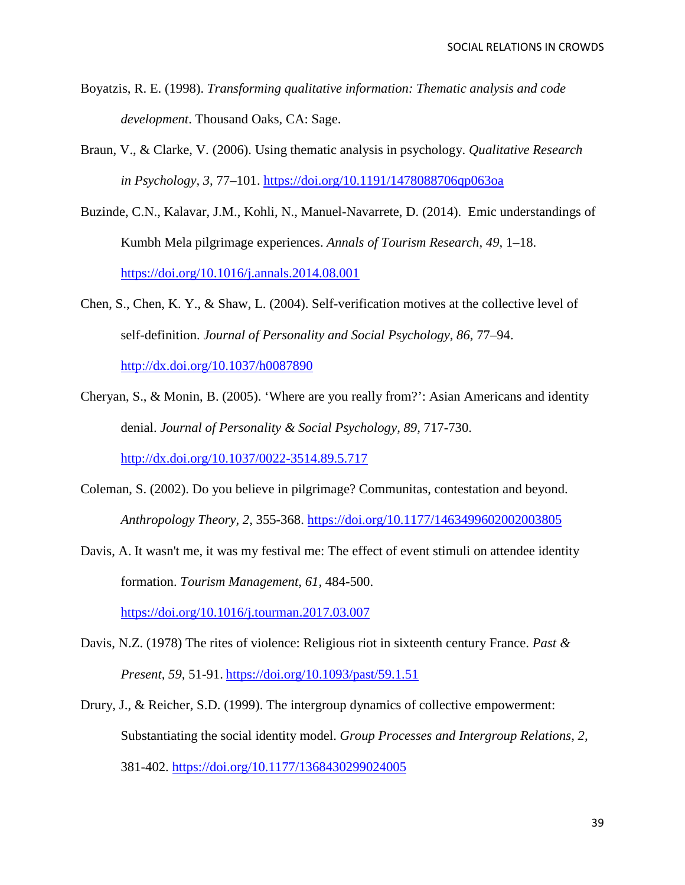Boyatzis, R. E. (1998). *Transforming qualitative information: Thematic analysis and code development*. Thousand Oaks, CA: Sage.

Braun, V., & Clarke, V. (2006). Using thematic analysis in psychology. *Qualitative Research in Psychology, 3,* 77–101. https://doi.org/10.1191/1478088706qp063oa

Buzinde, C.N., Kalavar, J.M., Kohli, N., Manuel-Navarrete, D. (2014). Emic understandings of Kumbh Mela pilgrimage experiences. *Annals of Tourism Research*, *49*, 1–18. https://doi.org/10.1016/j.annals.2014.08.001

Chen, S., Chen, K. Y., & Shaw, L. (2004). Self-verification motives at the collective level of self-definition. *Journal of Personality and Social Psychology, 86,* 77–94. http://dx.doi.org/10.1037/h0087890

Cheryan, S., & Monin, B. (2005). 'Where are you really from?': Asian Americans and identity denial. *Journal of Personality & Social Psychology*, *89*, 717-730. http://dx.doi.org/10.1037/0022-3514.89.5.717

Coleman, S. (2002). Do you believe in pilgrimage? Communitas, contestation and beyond. *Anthropology Theory*, *2*, 355-368. https://doi.org/10.1177/1463499602002003805

Davis, A. It wasn't me, it was my festival me: The effect of event stimuli on attendee identity formation. *Tourism Management*, *61*, 484-500. https://doi.org/10.1016/j.tourman.2017.03.007

Davis, N.Z. (1978) The rites of violence: Religious riot in sixteenth century France. *Past & Present*, *59*, 51-91. https://doi.org/10.1093/past/59.1.51

Drury, J., & Reicher, S.D. (1999). The intergroup dynamics of collective empowerment: Substantiating the social identity model. *Group Processes and Intergroup Relations*, *2*, 381-402. https://doi.org/10.1177/1368430299024005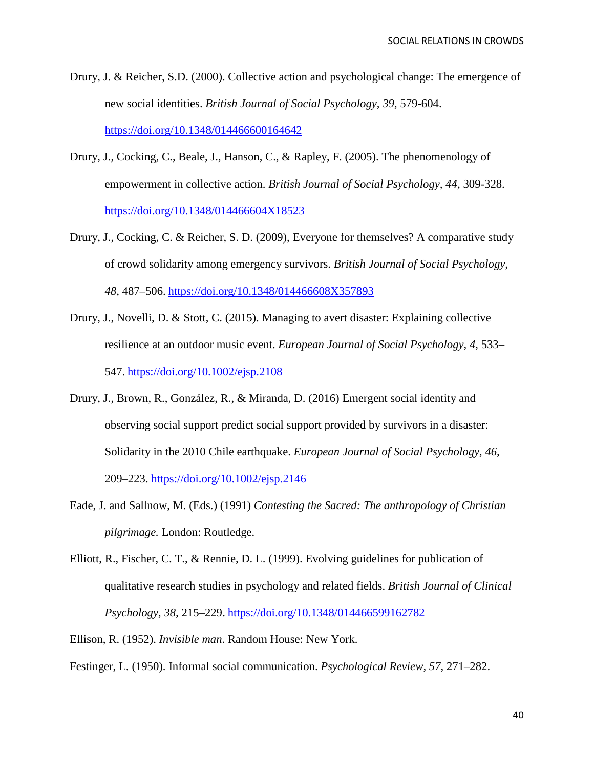Drury, J. & Reicher, S.D. (2000). Collective action and psychological change: The emergence of new social identities. *British Journal of Social Psychology, 39,* 579-604. https://doi.org/10.1348/014466600164642

Drury, J., Cocking, C., Beale, J., Hanson, C., & Rapley, F. (2005). The phenomenology of empowerment in collective action. *British Journal of Social Psychology, 44,* 309-328. https://doi.org/10.1348/014466604X18523

Drury, J., Cocking, C. & Reicher, S. D. (2009), Everyone for themselves? A comparative study of crowd solidarity among emergency survivors. *British Journal of Social Psychology, 48,* 487–506. https://doi.org/10.1348/014466608X357893

Drury, J., Novelli, D. & Stott, C. (2015). Managing to avert disaster: Explaining collective resilience at an outdoor music event. *European Journal of Social Psychology, 4*, 533–547. https://doi.org/10.1002/ejsp.2108

Drury, J., Brown, R., González, R., & Miranda, D. (2016) Emergent social identity and observing social support predict social support provided by survivors in a disaster: Solidarity in the 2010 Chile earthquake. *European Journal of Social Psychology, 46,* 209–223. https://doi.org/10.1002/ejsp.2146

Eade, J. and Sallnow, M. (Eds.) (1991) *Contesting the Sacred: The anthropology of Christian pilgrimage.* London: Routledge.

Elliott, R., Fischer, C. T., & Rennie, D. L. (1999). Evolving guidelines for publication of qualitative research studies in psychology and related fields. *British Journal of Clinical Psychology, 38,* 215–229. https://doi.org/10.1348/014466599162782

Ellison, R. (1952). *Invisible man.* Random House: New York.

Festinger, L. (1950). Informal social communication. *Psychological Review, 57,* 271–282.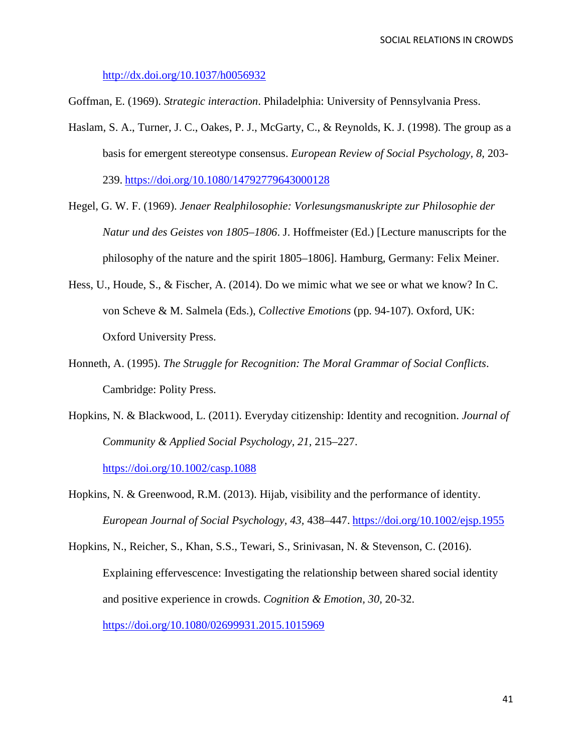http://dx.doi.org/10.1037/h0056932

Goffman, E. (1969). *Strategic interaction*. Philadelphia: University of Pennsylvania Press.

Haslam, S. A., Turner, J. C., Oakes, P. J., McGarty, C., & Reynolds, K. J. (1998). The group as a basis for emergent stereotype consensus. *European Review of Social Psychology, 8,* 203-239. https://doi.org/10.1080/14792779643000128

Hegel, G. W. F. (1969). *Jenaer Realphilosophie: Vorlesungsmanuskripte zur Philosophie der Natur und des Geistes von 1805–1806*. J. Hoffmeister (Ed.) [Lecture manuscripts for the philosophy of the nature and the spirit 1805–1806]. Hamburg, Germany: Felix Meiner.

Hess, U., Houde, S., & Fischer, A. (2014). Do we mimic what we see or what we know? In C. von Scheve & M. Salmela (Eds.), *Collective Emotions* (pp. 94-107). Oxford, UK: Oxford University Press.

Honneth, A. (1995). *The Struggle for Recognition: The Moral Grammar of Social Conflicts*. Cambridge: Polity Press.

Hopkins, N. & Blackwood, L. (2011). Everyday citizenship: Identity and recognition. *Journal of Community & Applied Social Psychology, 21,* 215–227. https://doi.org/10.1002/casp.1088

Hopkins, N. & Greenwood, R.M. (2013). Hijab, visibility and the performance of identity. *European Journal of Social Psychology, 43,* 438–447. https://doi.org/10.1002/ejsp.1955

Hopkins, N., Reicher, S., Khan, S.S., Tewari, S., Srinivasan, N. & Stevenson, C. (2016). Explaining effervescence: Investigating the relationship between shared social identity and positive experience in crowds. *Cognition & Emotion, 30,* 20-32. https://doi.org/10.1080/02699931.2015.1015969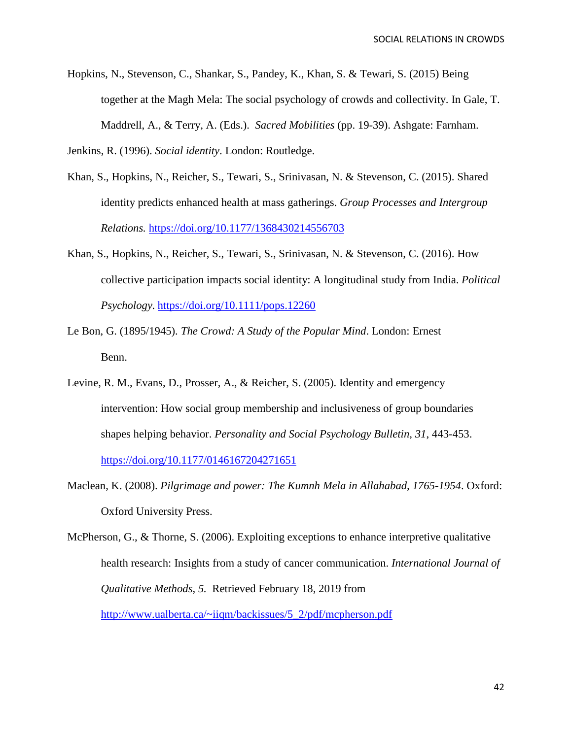Hopkins, N., Stevenson, C., Shankar, S., Pandey, K., Khan, S. & Tewari, S. (2015) Being together at the Magh Mela: The social psychology of crowds and collectivity. In Gale, T. Maddrell, A., & Terry, A. (Eds.). *Sacred Mobilities* (pp. 19-39). Ashgate: Farnham.

Jenkins, R. (1996). *Social identity*. London: Routledge.

Khan, S., Hopkins, N., Reicher, S., Tewari, S., Srinivasan, N. & Stevenson, C. (2015). Shared identity predicts enhanced health at mass gatherings. *Group Processes and Intergroup Relations.* https://doi.org/10.1177/1368430214556703

Khan, S., Hopkins, N., Reicher, S., Tewari, S., Srinivasan, N. & Stevenson, C. (2016). How collective participation impacts social identity: A longitudinal study from India. *Political Psychology*. https://doi.org/10.1111/pops.12260

Le Bon, G. (1895/1945). *The Crowd: A Study of the Popular Mind*. London: Ernest Benn.

Levine, R. M., Evans, D., Prosser, A., & Reicher, S. (2005). Identity and emergency intervention: How social group membership and inclusiveness of group boundaries shapes helping behavior. *Personality and Social Psychology Bulletin, 31*, 443-453. https://doi.org/10.1177/0146167204271651

Maclean, K. (2008). *Pilgrimage and power: The Kumnh Mela in Allahabad, 1765-1954*. Oxford: Oxford University Press.

McPherson, G., & Thorne, S. (2006). Exploiting exceptions to enhance interpretive qualitative health research: Insights from a study of cancer communication. *International Journal of Qualitative Methods, 5.* Retrieved February 18, 2019 from http://www.ualberta.ca/~iiqm/backissues/5_2/pdf/mcpherson.pdf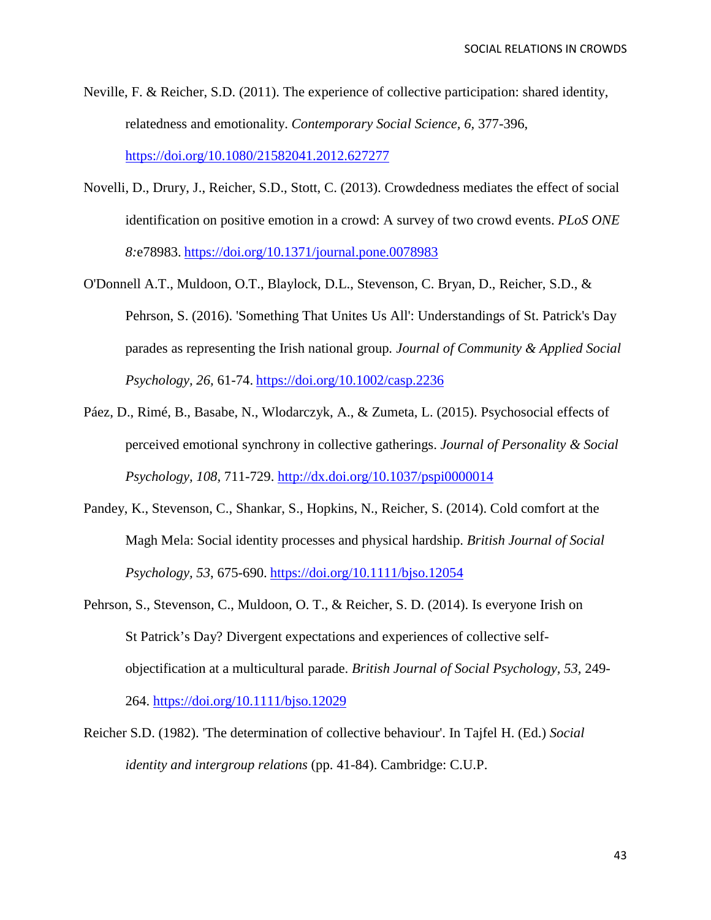Neville, F. & Reicher, S.D. (2011). The experience of collective participation: shared identity, relatedness and emotionality. *Contemporary Social Science, 6,* 377-396, https://doi.org/10.1080/21582041.2012.627277

Novelli, D., Drury, J., Reicher, S.D., Stott, C. (2013). Crowdedness mediates the effect of social identification on positive emotion in a crowd: A survey of two crowd events. *PLoS ONE 8:*e78983. https://doi.org/10.1371/journal.pone.0078983

O'Donnell A.T., Muldoon, O.T., Blaylock, D.L., Stevenson, C. Bryan, D., Reicher, S.D., & Pehrson, S. (2016). 'Something That Unites Us All': Understandings of St. Patrick's Day parades as representing the Irish national group*. Journal of Community & Applied Social Psychology, 26,* 61-74. https://doi.org/10.1002/casp.2236

Páez, D., Rimé, B., Basabe, N., Wlodarczyk, A., & Zumeta, L. (2015). Psychosocial effects of perceived emotional synchrony in collective gatherings. *Journal of Personality & Social Psychology, 108,* 711-729. http://dx.doi.org/10.1037/pspi0000014

Pandey, K., Stevenson, C., Shankar, S., Hopkins, N., Reicher, S. (2014). Cold comfort at the Magh Mela: Social identity processes and physical hardship. *British Journal of Social Psychology, 53*, 675-690. https://doi.org/10.1111/bjso.12054

Pehrson, S., Stevenson, C., Muldoon, O. T., & Reicher, S. D. (2014). Is everyone Irish on St Patrick's Day? Divergent expectations and experiences of collective self-objectification at a multicultural parade. *British Journal of Social Psychology, 53,* 249-264. https://doi.org/10.1111/bjso.12029

Reicher S.D. (1982). 'The determination of collective behaviour'. In Tajfel H. (Ed.) *Social identity and intergroup relations* (pp. 41-84). Cambridge: C.U.P.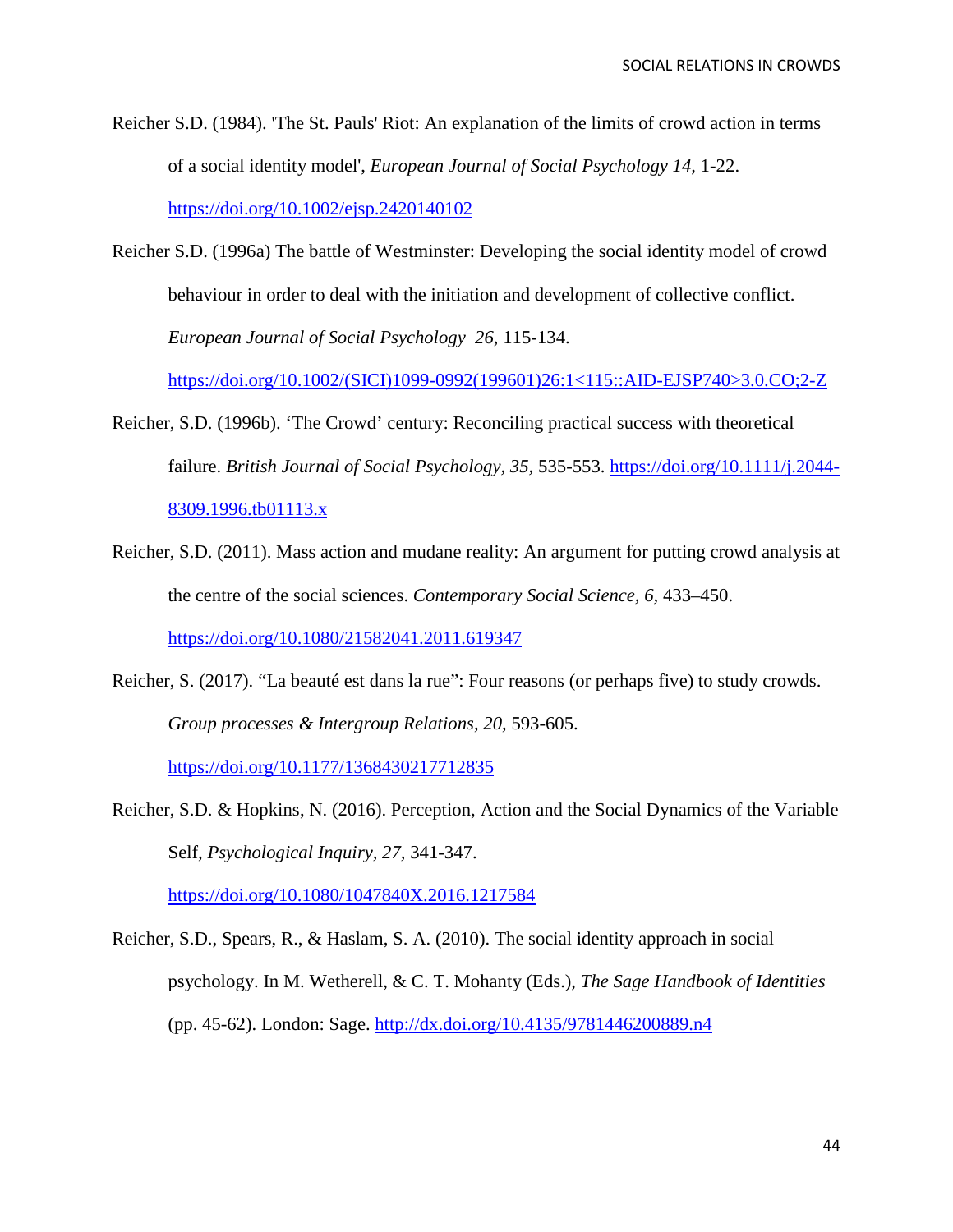Reicher S.D. (1984). 'The St. Pauls' Riot: An explanation of the limits of crowd action in terms of a social identity model', *European Journal of Social Psychology 14*, 1-22. https://doi.org/10.1002/ejsp.2420140102

Reicher S.D. (1996a) The battle of Westminster: Developing the social identity model of crowd behaviour in order to deal with the initiation and development of collective conflict. *European Journal of Social Psychology 26*, 115-134. https://doi.org/10.1002/(SICI)1099-0992(199601)26:1<115::AID-EJSP740>3.0.CO;2-Z

Reicher, S.D. (1996b). 'The Crowd' century: Reconciling practical success with theoretical failure. *British Journal of Social Psychology*, *35*, 535-553. https://doi.org/10.1111/j.2044-8309.1996.tb01113.x

Reicher, S.D. (2011). Mass action and mudane reality: An argument for putting crowd analysis at the centre of the social sciences. *Contemporary Social Science, 6,* 433–450. https://doi.org/10.1080/21582041.2011.619347

Reicher, S. (2017). "La beauté est dans la rue": Four reasons (or perhaps five) to study crowds. *Group processes & Intergroup Relations, 20,* 593-605. https://doi.org/10.1177/1368430217712835

Reicher, S.D. & Hopkins, N. (2016). Perception, Action and the Social Dynamics of the Variable Self, *Psychological Inquiry*, *27*, 341-347. https://doi.org/10.1080/1047840X.2016.1217584

Reicher, S.D., Spears, R., & Haslam, S. A. (2010). The social identity approach in social psychology. In M. Wetherell, & C. T. Mohanty (Eds.), *The Sage Handbook of Identities* (pp. 45-62). London: Sage. http://dx.doi.org/10.4135/9781446200889.n4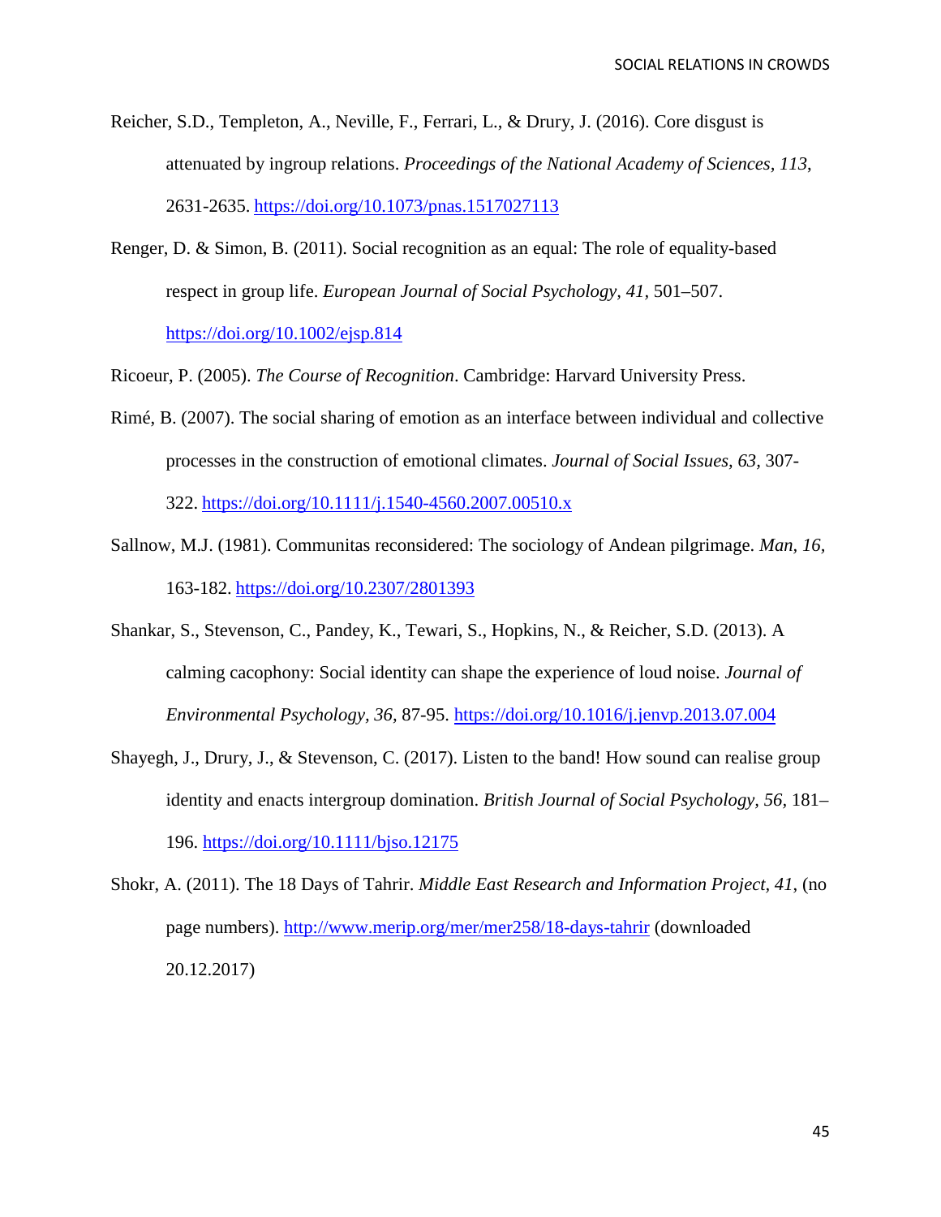Reicher, S.D., Templeton, A., Neville, F., Ferrari, L., & Drury, J. (2016). Core disgust is attenuated by ingroup relations. *Proceedings of the National Academy of Sciences, 113*, 2631-2635. https://doi.org/10.1073/pnas.1517027113

Renger, D. & Simon, B. (2011). Social recognition as an equal: The role of equality-based respect in group life. *European Journal of Social Psychology, 41*, 501–507. https://doi.org/10.1002/ejsp.814

Ricoeur, P. (2005). *The Course of Recognition*. Cambridge: Harvard University Press.

Rimé, B. (2007). The social sharing of emotion as an interface between individual and collective processes in the construction of emotional climates. *Journal of Social Issues, 63,* 307-322. https://doi.org/10.1111/j.1540-4560.2007.00510.x

Sallnow, M.J. (1981). Communitas reconsidered: The sociology of Andean pilgrimage. *Man, 16,* 163-182. https://doi.org/10.2307/2801393

Shankar, S., Stevenson, C., Pandey, K., Tewari, S., Hopkins, N., & Reicher, S.D. (2013). A calming cacophony: Social identity can shape the experience of loud noise. *Journal of Environmental Psychology, 36,* 87-95. https://doi.org/10.1016/j.jenvp.2013.07.004

Shayegh, J., Drury, J., & Stevenson, C. (2017). Listen to the band! How sound can realise group identity and enacts intergroup domination. *British Journal of Social Psychology, 56,* 181–196. https://doi.org/10.1111/bjso.12175

Shokr, A. (2011). The 18 Days of Tahrir. *Middle East Research and Information Project*, *41*, (no page numbers). http://www.merip.org/mer/mer258/18-days-tahrir (downloaded 20.12.2017)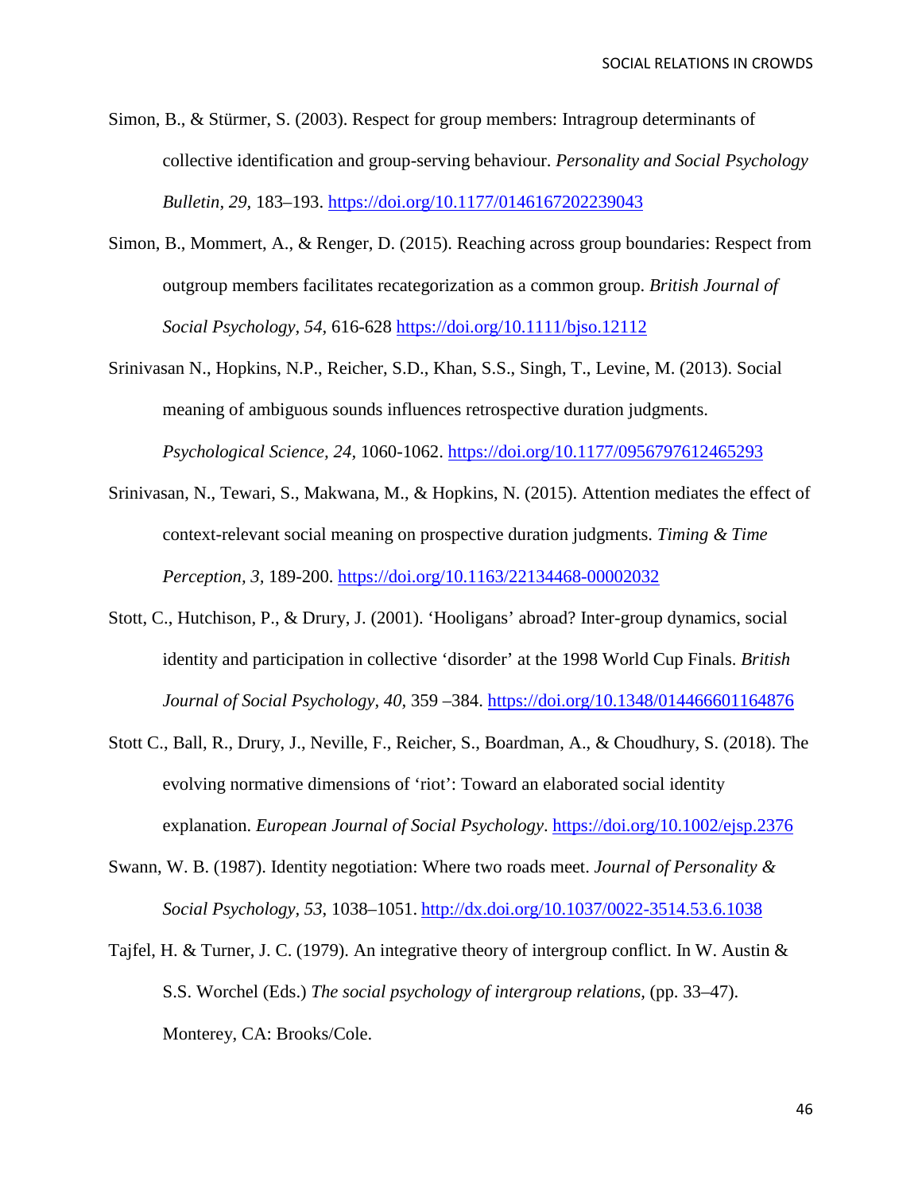Simon, B., & Stürmer, S. (2003). Respect for group members: Intragroup determinants of collective identification and group-serving behaviour. *Personality and Social Psychology Bulletin, 29,* 183–193. https://doi.org/10.1177/0146167202239043

Simon, B., Mommert, A., & Renger, D. (2015). Reaching across group boundaries: Respect from outgroup members facilitates recategorization as a common group. *British Journal of Social Psychology, 54,* 616-628 https://doi.org/10.1111/bjso.12112

Srinivasan N., Hopkins, N.P., Reicher, S.D., Khan, S.S., Singh, T., Levine, M. (2013). Social meaning of ambiguous sounds influences retrospective duration judgments. *Psychological Science, 24,* 1060-1062. https://doi.org/10.1177/0956797612465293

Srinivasan, N., Tewari, S., Makwana, M., & Hopkins, N. (2015). Attention mediates the effect of context-relevant social meaning on prospective duration judgments. *Timing & Time Perception, 3,* 189-200. https://doi.org/10.1163/22134468-00002032

Stott, C., Hutchison, P., & Drury, J. (2001). 'Hooligans' abroad? Inter-group dynamics, social identity and participation in collective 'disorder' at the 1998 World Cup Finals. *British Journal of Social Psychology, 40,* 359 –384. https://doi.org/10.1348/014466601164876

Stott C., Ball, R., Drury, J., Neville, F., Reicher, S., Boardman, A., & Choudhury, S. (2018). The evolving normative dimensions of 'riot': Toward an elaborated social identity explanation. *European Journal of Social Psychology*. https://doi.org/10.1002/ejsp.2376

Swann, W. B. (1987). Identity negotiation: Where two roads meet. *Journal of Personality & Social Psychology, 53,* 1038–1051. http://dx.doi.org/10.1037/0022-3514.53.6.1038

Tajfel, H. & Turner, J. C. (1979). An integrative theory of intergroup conflict. In W. Austin & S.S. Worchel (Eds.) *The social psychology of intergroup relations,* (pp. 33–47). Monterey, CA: Brooks/Cole.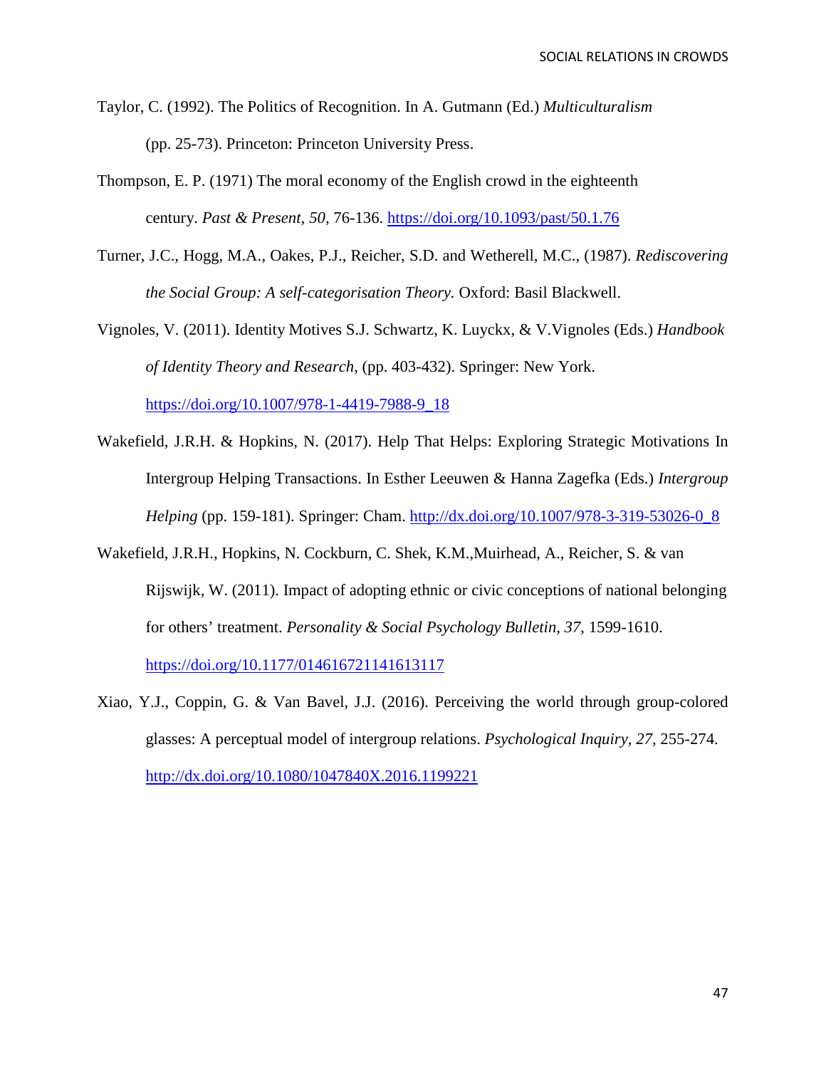Taylor, C. (1992). The Politics of Recognition. In A. Gutmann (Ed.) *Multiculturalism* (pp. 25-73). Princeton: Princeton University Press.

Thompson, E. P. (1971) The moral economy of the English crowd in the eighteenth century. *Past & Present, 50,* 76-136. https://doi.org/10.1093/past/50.1.76

Turner, J.C., Hogg, M.A., Oakes, P.J., Reicher, S.D. and Wetherell, M.C., (1987). *Rediscovering the Social Group: A self-categorisation Theory.* Oxford: Basil Blackwell.

Vignoles, V. (2011). Identity Motives S.J. Schwartz, K. Luyckx, & V.Vignoles (Eds.) *Handbook of Identity Theory and Research*, (pp. 403-432). Springer: New York. https://doi.org/10.1007/978-1-4419-7988-9_18

Wakefield, J.R.H. & Hopkins, N. (2017). Help That Helps: Exploring Strategic Motivations In Intergroup Helping Transactions. In Esther Leeuwen & Hanna Zagefka (Eds.) *Intergroup Helping* (pp. 159-181). Springer: Cham. http://dx.doi.org/10.1007/978-3-319-53026-0_8

Wakefield, J.R.H., Hopkins, N. Cockburn, C. Shek, K.M.,Muirhead, A., Reicher, S. & van Rijswijk, W. (2011). Impact of adopting ethnic or civic conceptions of national belonging for others' treatment. *Personality & Social Psychology Bulletin, 37*, 1599-1610. https://doi.org/10.1177/014616721141613117

Xiao, Y.J., Coppin, G. & Van Bavel, J.J. (2016). Perceiving the world through group-colored glasses: A perceptual model of intergroup relations. *Psychological Inquiry, 27,* 255-274. http://dx.doi.org/10.1080/1047840X.2016.1199221